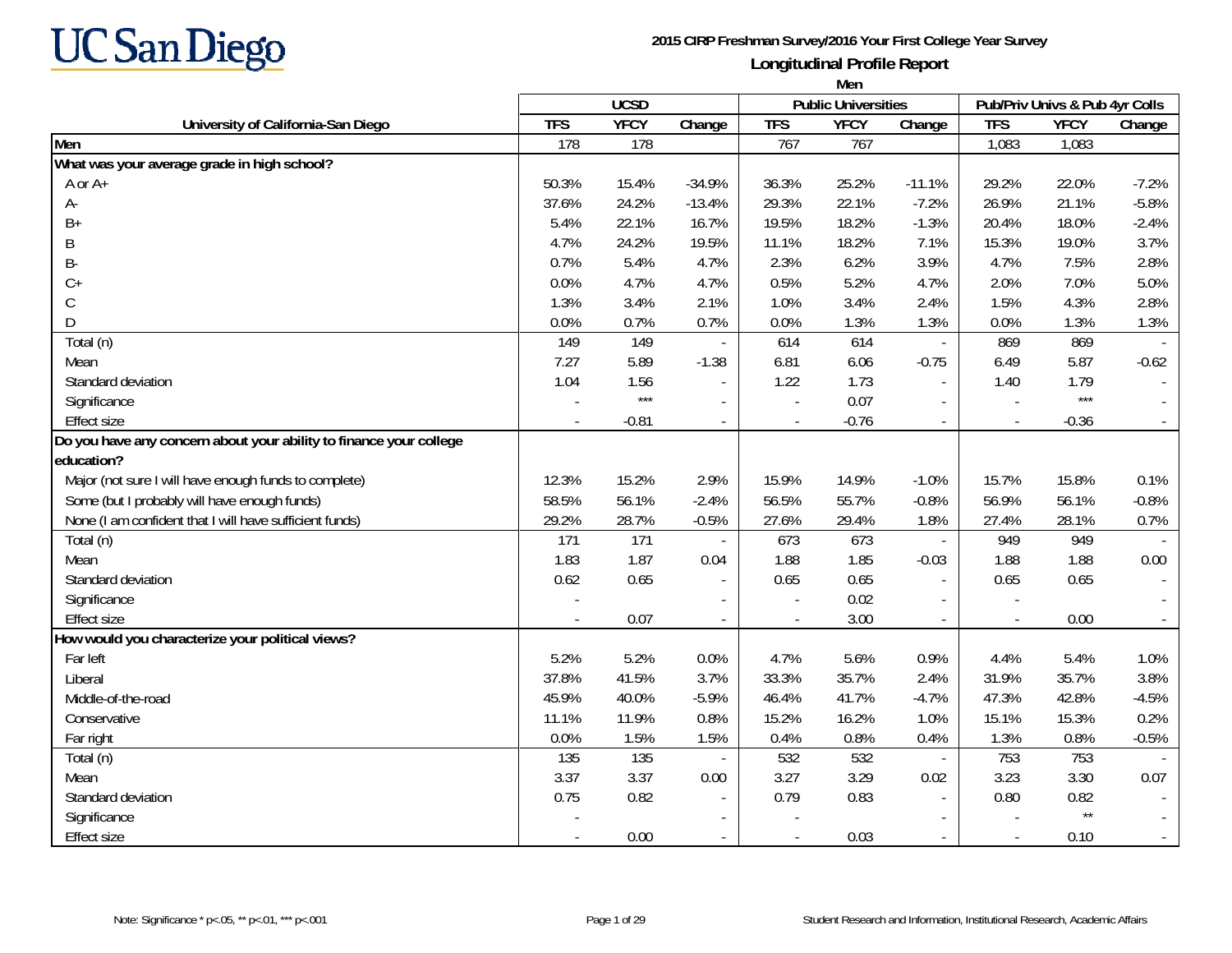UC San Diego

**2015 CIRP Freshman Survey/2016 Your First College Year Survey**

**Longitudinal Profile Report**

**Men**

| University of California-San Diego | UCSD | | | Public Universities | | | Pub/Priv Univs & Pub 4yr Colls | | |
|---|---|---|---|---|---|---|---|---|---|
| | TFS | YFCY | Change | TFS | YFCY | Change | TFS | YFCY | Change |
| **Men** | 178 | 178 | | 767 | 767 | | 1,083 | 1,083 | |
| **What was your average grade in high school?** | | | | | | | | | |
| A or A+ | 50.3% | 15.4% | -34.9% | 36.3% | 25.2% | -11.1% | 29.2% | 22.0% | -7.2% |
| A- | 37.6% | 24.2% | -13.4% | 29.3% | 22.1% | -7.2% | 26.9% | 21.1% | -5.8% |
| B+ | 5.4% | 22.1% | 16.7% | 19.5% | 18.2% | -1.3% | 20.4% | 18.0% | -2.4% |
| B | 4.7% | 24.2% | 19.5% | 11.1% | 18.2% | 7.1% | 15.3% | 19.0% | 3.7% |
| B- | 0.7% | 5.4% | 4.7% | 2.3% | 6.2% | 3.9% | 4.7% | 7.5% | 2.8% |
| C+ | 0.0% | 4.7% | 4.7% | 0.5% | 5.2% | 4.7% | 2.0% | 7.0% | 5.0% |
| C | 1.3% | 3.4% | 2.1% | 1.0% | 3.4% | 2.4% | 1.5% | 4.3% | 2.8% |
| D | 0.0% | 0.7% | 0.7% | 0.0% | 1.3% | 1.3% | 0.0% | 1.3% | 1.3% |
| Total (n) | 149 | 149 | - | 614 | 614 | - | 869 | 869 | - |
| Mean | 7.27 | 5.89 | -1.38 | 6.81 | 6.06 | -0.75 | 6.49 | 5.87 | -0.62 |
| Standard deviation | 1.04 | 1.56 | - | 1.22 | 1.73 | - | 1.40 | 1.79 | - |
| Significance | - | *** | - | - | 0.07 | - | - | *** | - |
| Effect size | - | -0.81 | - | - | -0.76 | - | - | -0.36 | - |
| **Do you have any concern about your ability to finance your college education?** | | | | | | | | | |
| Major (not sure I will have enough funds to complete) | 12.3% | 15.2% | 2.9% | 15.9% | 14.9% | -1.0% | 15.7% | 15.8% | 0.1% |
| Some (but I probably will have enough funds) | 58.5% | 56.1% | -2.4% | 56.5% | 55.7% | -0.8% | 56.9% | 56.1% | -0.8% |
| None (I am confident that I will have sufficient funds) | 29.2% | 28.7% | -0.5% | 27.6% | 29.4% | 1.8% | 27.4% | 28.1% | 0.7% |
| Total (n) | 171 | 171 | - | 673 | 673 | - | 949 | 949 | - |
| Mean | 1.83 | 1.87 | 0.04 | 1.88 | 1.85 | -0.03 | 1.88 | 1.88 | 0.00 |
| Standard deviation | 0.62 | 0.65 | - | 0.65 | 0.65 | - | 0.65 | 0.65 | - |
| Significance | - | | - | - | 0.02 | - | - | | - |
| Effect size | - | 0.07 | - | - | 3.00 | - | - | 0.00 | - |
| **How would you characterize your political views?** | | | | | | | | | |
| Far left | 5.2% | 5.2% | 0.0% | 4.7% | 5.6% | 0.9% | 4.4% | 5.4% | 1.0% |
| Liberal | 37.8% | 41.5% | 3.7% | 33.3% | 35.7% | 2.4% | 31.9% | 35.7% | 3.8% |
| Middle-of-the-road | 45.9% | 40.0% | -5.9% | 46.4% | 41.7% | -4.7% | 47.3% | 42.8% | -4.5% |
| Conservative | 11.1% | 11.9% | 0.8% | 15.2% | 16.2% | 1.0% | 15.1% | 15.3% | 0.2% |
| Far right | 0.0% | 1.5% | 1.5% | 0.4% | 0.8% | 0.4% | 1.3% | 0.8% | -0.5% |
| Total (n) | 135 | 135 | - | 532 | 532 | - | 753 | 753 | - |
| Mean | 3.37 | 3.37 | 0.00 | 3.27 | 3.29 | 0.02 | 3.23 | 3.30 | 0.07 |
| Standard deviation | 0.75 | 0.82 | - | 0.79 | 0.83 | - | 0.80 | 0.82 | - |
| Significance | - | | - | - | | - | - | ** | - |
| Effect size | - | 0.00 | - | - | 0.03 | - | - | 0.10 | - |

Note: Significance * p<.05, ** p<.01, *** p<.001

Student Research and Information, Institutional Research, Academic Affairs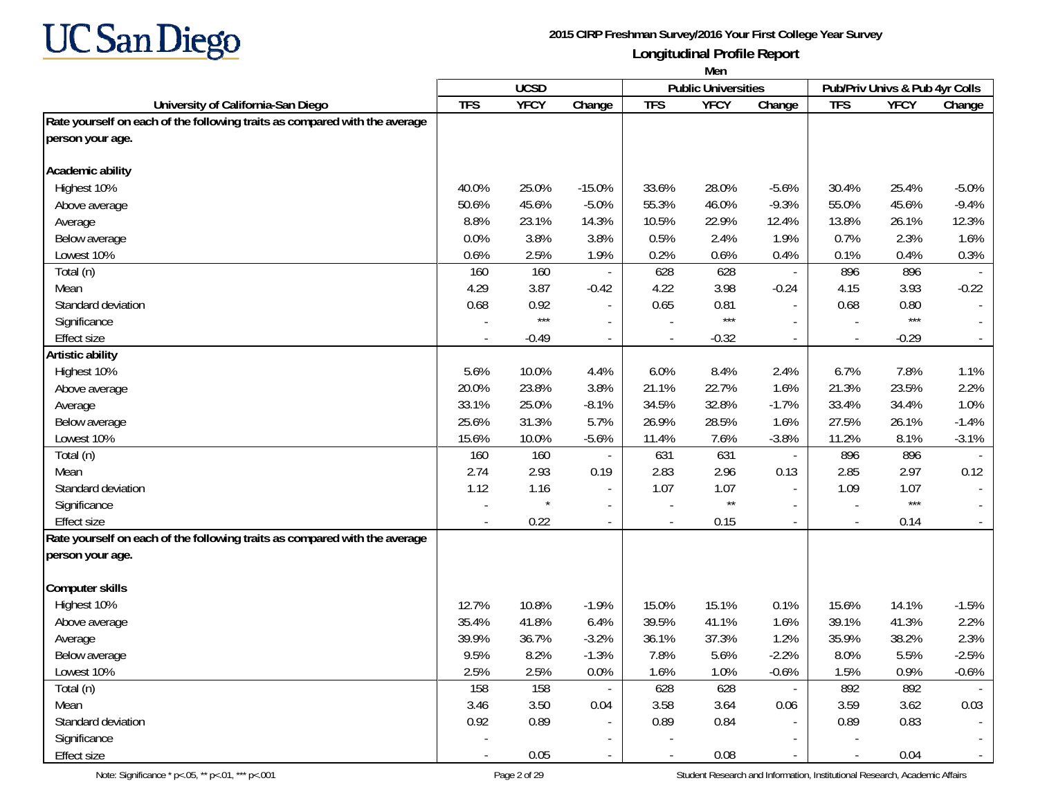# UC San Diego

**2015 CIRP Freshman Survey/2016 Your First College Year Survey**

**Longitudinal Profile Report**

**Men**

| University of California-San Diego | UCSD | | | Public Universities | | | Pub/Priv Univs & Pub 4yr Colls | | |
|---|---|---|---|---|---|---|---|---|---|
| | TFS | YFCY | Change | TFS | YFCY | Change | TFS | YFCY | Change |
| **Rate yourself on each of the following traits as compared with the average person your age.** | | | | | | | | | |
| **Academic ability** | | | | | | | | | |
| Highest 10% | 40.0% | 25.0% | -15.0% | 33.6% | 28.0% | -5.6% | 30.4% | 25.4% | -5.0% |
| Above average | 50.6% | 45.6% | -5.0% | 55.3% | 46.0% | -9.3% | 55.0% | 45.6% | -9.4% |
| Average | 8.8% | 23.1% | 14.3% | 10.5% | 22.9% | 12.4% | 13.8% | 26.1% | 12.3% |
| Below average | 0.0% | 3.8% | 3.8% | 0.5% | 2.4% | 1.9% | 0.7% | 2.3% | 1.6% |
| Lowest 10% | 0.6% | 2.5% | 1.9% | 0.2% | 0.6% | 0.4% | 0.1% | 0.4% | 0.3% |
| Total (n) | 160 | 160 | - | 628 | 628 | - | 896 | 896 | - |
| Mean | 4.29 | 3.87 | -0.42 | 4.22 | 3.98 | -0.24 | 4.15 | 3.93 | -0.22 |
| Standard deviation | 0.68 | 0.92 | - | 0.65 | 0.81 | - | 0.68 | 0.80 | - |
| Significance | - | *** | - | - | *** | - | - | *** | - |
| Effect size | - | -0.49 | - | - | -0.32 | - | - | -0.29 | - |
| **Artistic ability** | | | | | | | | | |
| Highest 10% | 5.6% | 10.0% | 4.4% | 6.0% | 8.4% | 2.4% | 6.7% | 7.8% | 1.1% |
| Above average | 20.0% | 23.8% | 3.8% | 21.1% | 22.7% | 1.6% | 21.3% | 23.5% | 2.2% |
| Average | 33.1% | 25.0% | -8.1% | 34.5% | 32.8% | -1.7% | 33.4% | 34.4% | 1.0% |
| Below average | 25.6% | 31.3% | 5.7% | 26.9% | 28.5% | 1.6% | 27.5% | 26.1% | -1.4% |
| Lowest 10% | 15.6% | 10.0% | -5.6% | 11.4% | 7.6% | -3.8% | 11.2% | 8.1% | -3.1% |
| Total (n) | 160 | 160 | - | 631 | 631 | - | 896 | 896 | - |
| Mean | 2.74 | 2.93 | 0.19 | 2.83 | 2.96 | 0.13 | 2.85 | 2.97 | 0.12 |
| Standard deviation | 1.12 | 1.16 | - | 1.07 | 1.07 | - | 1.09 | 1.07 | - |
| Significance | - | * | - | - | ** | - | - | *** | - |
| Effect size | - | 0.22 | - | - | 0.15 | - | - | 0.14 | - |
| **Rate yourself on each of the following traits as compared with the average person your age.** | | | | | | | | | |
| **Computer skills** | | | | | | | | | |
| Highest 10% | 12.7% | 10.8% | -1.9% | 15.0% | 15.1% | 0.1% | 15.6% | 14.1% | -1.5% |
| Above average | 35.4% | 41.8% | 6.4% | 39.5% | 41.1% | 1.6% | 39.1% | 41.3% | 2.2% |
| Average | 39.9% | 36.7% | -3.2% | 36.1% | 37.3% | 1.2% | 35.9% | 38.2% | 2.3% |
| Below average | 9.5% | 8.2% | -1.3% | 7.8% | 5.6% | -2.2% | 8.0% | 5.5% | -2.5% |
| Lowest 10% | 2.5% | 2.5% | 0.0% | 1.6% | 1.0% | -0.6% | 1.5% | 0.9% | -0.6% |
| Total (n) | 158 | 158 | - | 628 | 628 | - | 892 | 892 | - |
| Mean | 3.46 | 3.50 | 0.04 | 3.58 | 3.64 | 0.06 | 3.59 | 3.62 | 0.03 |
| Standard deviation | 0.92 | 0.89 | - | 0.89 | 0.84 | - | 0.89 | 0.83 | - |
| Significance | - | | - | - | | - | - | | - |
| Effect size | - | 0.05 | - | - | 0.08 | - | - | 0.04 | - |

Note: Significance * p<.05, ** p<.01, *** p<.001

Student Research and Information, Institutional Research, Academic Affairs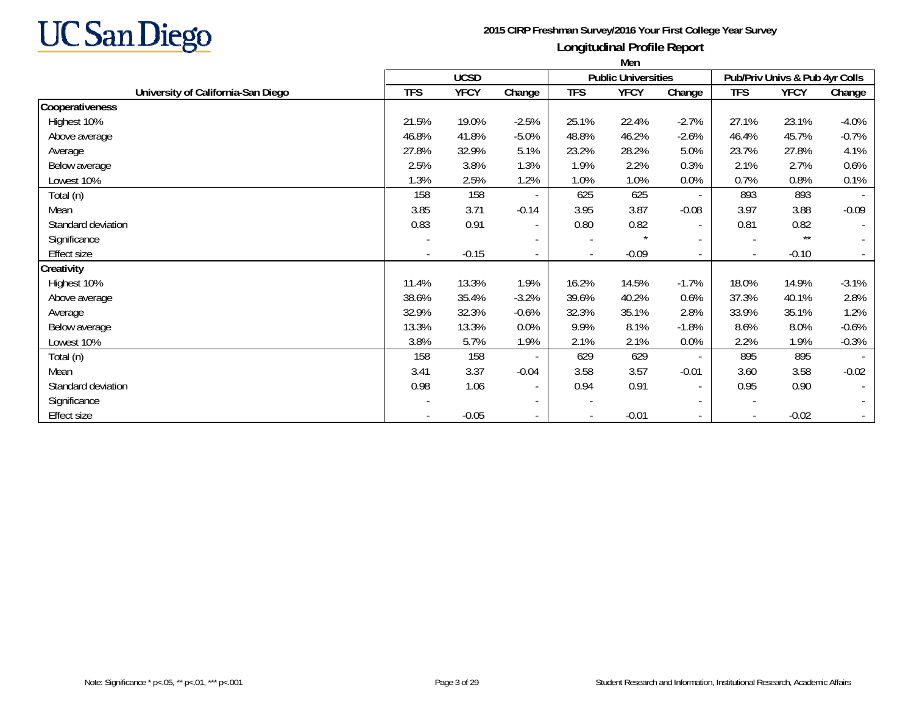# 2015 CIRP Freshman Survey/2016 Your First College Year Survey

## Longitudinal Profile Report

**Men**

| University of California-San Diego | UCSD | | | Public Universities | | | Pub/Priv Univs & Pub 4yr Colls | | |
|---|---|---|---|---|---|---|---|---|---|
| | TFS | YFCY | Change | TFS | YFCY | Change | TFS | YFCY | Change |
| **Cooperativeness** | | | | | | | | | |
| Highest 10% | 21.5% | 19.0% | -2.5% | 25.1% | 22.4% | -2.7% | 27.1% | 23.1% | -4.0% |
| Above average | 46.8% | 41.8% | -5.0% | 48.8% | 46.2% | -2.6% | 46.4% | 45.7% | -0.7% |
| Average | 27.8% | 32.9% | 5.1% | 23.2% | 28.2% | 5.0% | 23.7% | 27.8% | 4.1% |
| Below average | 2.5% | 3.8% | 1.3% | 1.9% | 2.2% | 0.3% | 2.1% | 2.7% | 0.6% |
| Lowest 10% | 1.3% | 2.5% | 1.2% | 1.0% | 1.0% | 0.0% | 0.7% | 0.8% | 0.1% |
| Total (n) | 158 | 158 | - | 625 | 625 | - | 893 | 893 | - |
| Mean | 3.85 | 3.71 | -0.14 | 3.95 | 3.87 | -0.08 | 3.97 | 3.88 | -0.09 |
| Standard deviation | 0.83 | 0.91 | - | 0.80 | 0.82 | - | 0.81 | 0.82 | - |
| Significance | - | | - | - | * | - | - | ** | - |
| Effect size | - | -0.15 | - | - | -0.09 | - | - | -0.10 | - |
| **Creativity** | | | | | | | | | |
| Highest 10% | 11.4% | 13.3% | 1.9% | 16.2% | 14.5% | -1.7% | 18.0% | 14.9% | -3.1% |
| Above average | 38.6% | 35.4% | -3.2% | 39.6% | 40.2% | 0.6% | 37.3% | 40.1% | 2.8% |
| Average | 32.9% | 32.3% | -0.6% | 32.3% | 35.1% | 2.8% | 33.9% | 35.1% | 1.2% |
| Below average | 13.3% | 13.3% | 0.0% | 9.9% | 8.1% | -1.8% | 8.6% | 8.0% | -0.6% |
| Lowest 10% | 3.8% | 5.7% | 1.9% | 2.1% | 2.1% | 0.0% | 2.2% | 1.9% | -0.3% |
| Total (n) | 158 | 158 | - | 629 | 629 | - | 895 | 895 | - |
| Mean | 3.41 | 3.37 | -0.04 | 3.58 | 3.57 | -0.01 | 3.60 | 3.58 | -0.02 |
| Standard deviation | 0.98 | 1.06 | - | 0.94 | 0.91 | - | 0.95 | 0.90 | - |
| Significance | - | | - | - | | - | - | | - |
| Effect size | - | -0.05 | - | - | -0.01 | - | - | -0.02 | - |

Note: Significance * p<.05, ** p<.01, *** p<.001

Student Research and Information, Institutional Research, Academic Affairs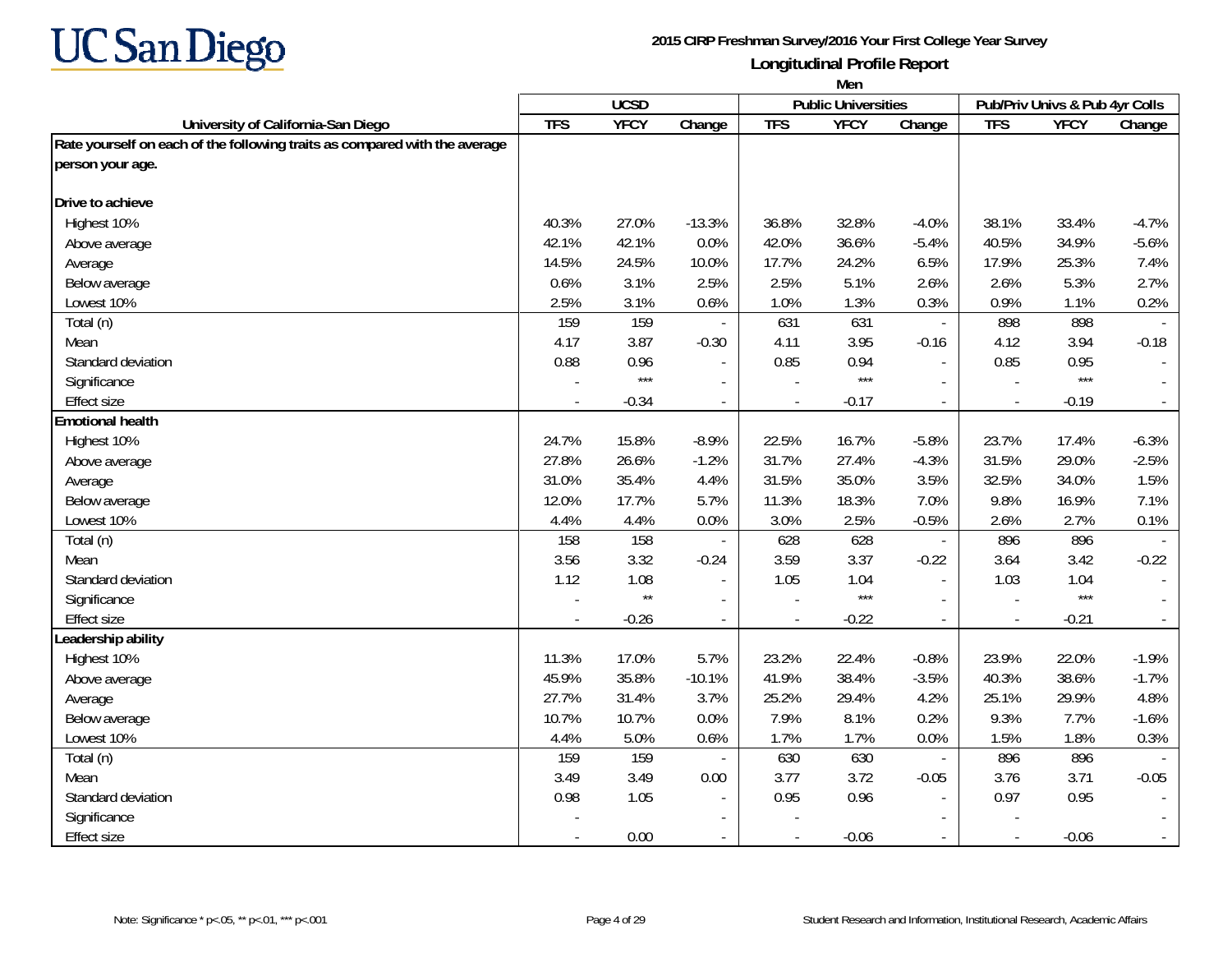# UC San Diego

**2015 CIRP Freshman Survey/2016 Your First College Year Survey**

**Longitudinal Profile Report**

**Men**

| University of California-San Diego | UCSD | | | Public Universities | | | Pub/Priv Univs & Pub 4yr Colls | | |
|---|---|---|---|---|---|---|---|---|---|
| | TFS | YFCY | Change | TFS | YFCY | Change | TFS | YFCY | Change |
| **Rate yourself on each of the following traits as compared with the average person your age.** | | | | | | | | | |
| **Drive to achieve** | | | | | | | | | |
| Highest 10% | 40.3% | 27.0% | -13.3% | 36.8% | 32.8% | -4.0% | 38.1% | 33.4% | -4.7% |
| Above average | 42.1% | 42.1% | 0.0% | 42.0% | 36.6% | -5.4% | 40.5% | 34.9% | -5.6% |
| Average | 14.5% | 24.5% | 10.0% | 17.7% | 24.2% | 6.5% | 17.9% | 25.3% | 7.4% |
| Below average | 0.6% | 3.1% | 2.5% | 2.5% | 5.1% | 2.6% | 2.6% | 5.3% | 2.7% |
| Lowest 10% | 2.5% | 3.1% | 0.6% | 1.0% | 1.3% | 0.3% | 0.9% | 1.1% | 0.2% |
| Total (n) | 159 | 159 | - | 631 | 631 | - | 898 | 898 | - |
| Mean | 4.17 | 3.87 | -0.30 | 4.11 | 3.95 | -0.16 | 4.12 | 3.94 | -0.18 |
| Standard deviation | 0.88 | 0.96 | - | 0.85 | 0.94 | - | 0.85 | 0.95 | - |
| Significance | - | *** | - | - | *** | - | - | *** | - |
| Effect size | - | -0.34 | - | - | -0.17 | - | - | -0.19 | - |
| **Emotional health** | | | | | | | | | |
| Highest 10% | 24.7% | 15.8% | -8.9% | 22.5% | 16.7% | -5.8% | 23.7% | 17.4% | -6.3% |
| Above average | 27.8% | 26.6% | -1.2% | 31.7% | 27.4% | -4.3% | 31.5% | 29.0% | -2.5% |
| Average | 31.0% | 35.4% | 4.4% | 31.5% | 35.0% | 3.5% | 32.5% | 34.0% | 1.5% |
| Below average | 12.0% | 17.7% | 5.7% | 11.3% | 18.3% | 7.0% | 9.8% | 16.9% | 7.1% |
| Lowest 10% | 4.4% | 4.4% | 0.0% | 3.0% | 2.5% | -0.5% | 2.6% | 2.7% | 0.1% |
| Total (n) | 158 | 158 | - | 628 | 628 | - | 896 | 896 | - |
| Mean | 3.56 | 3.32 | -0.24 | 3.59 | 3.37 | -0.22 | 3.64 | 3.42 | -0.22 |
| Standard deviation | 1.12 | 1.08 | - | 1.05 | 1.04 | - | 1.03 | 1.04 | - |
| Significance | - | ** | - | - | *** | - | - | *** | - |
| Effect size | - | -0.26 | - | - | -0.22 | - | - | -0.21 | - |
| **Leadership ability** | | | | | | | | | |
| Highest 10% | 11.3% | 17.0% | 5.7% | 23.2% | 22.4% | -0.8% | 23.9% | 22.0% | -1.9% |
| Above average | 45.9% | 35.8% | -10.1% | 41.9% | 38.4% | -3.5% | 40.3% | 38.6% | -1.7% |
| Average | 27.7% | 31.4% | 3.7% | 25.2% | 29.4% | 4.2% | 25.1% | 29.9% | 4.8% |
| Below average | 10.7% | 10.7% | 0.0% | 7.9% | 8.1% | 0.2% | 9.3% | 7.7% | -1.6% |
| Lowest 10% | 4.4% | 5.0% | 0.6% | 1.7% | 1.7% | 0.0% | 1.5% | 1.8% | 0.3% |
| Total (n) | 159 | 159 | - | 630 | 630 | - | 896 | 896 | - |
| Mean | 3.49 | 3.49 | 0.00 | 3.77 | 3.72 | -0.05 | 3.76 | 3.71 | -0.05 |
| Standard deviation | 0.98 | 1.05 | - | 0.95 | 0.96 | - | 0.97 | 0.95 | - |
| Significance | - | | - | - | | - | - | | - |
| Effect size | - | 0.00 | - | - | -0.06 | - | - | -0.06 | - |

Note: Significance * p<.05, ** p<.01, *** p<.001

Student Research and Information, Institutional Research, Academic Affairs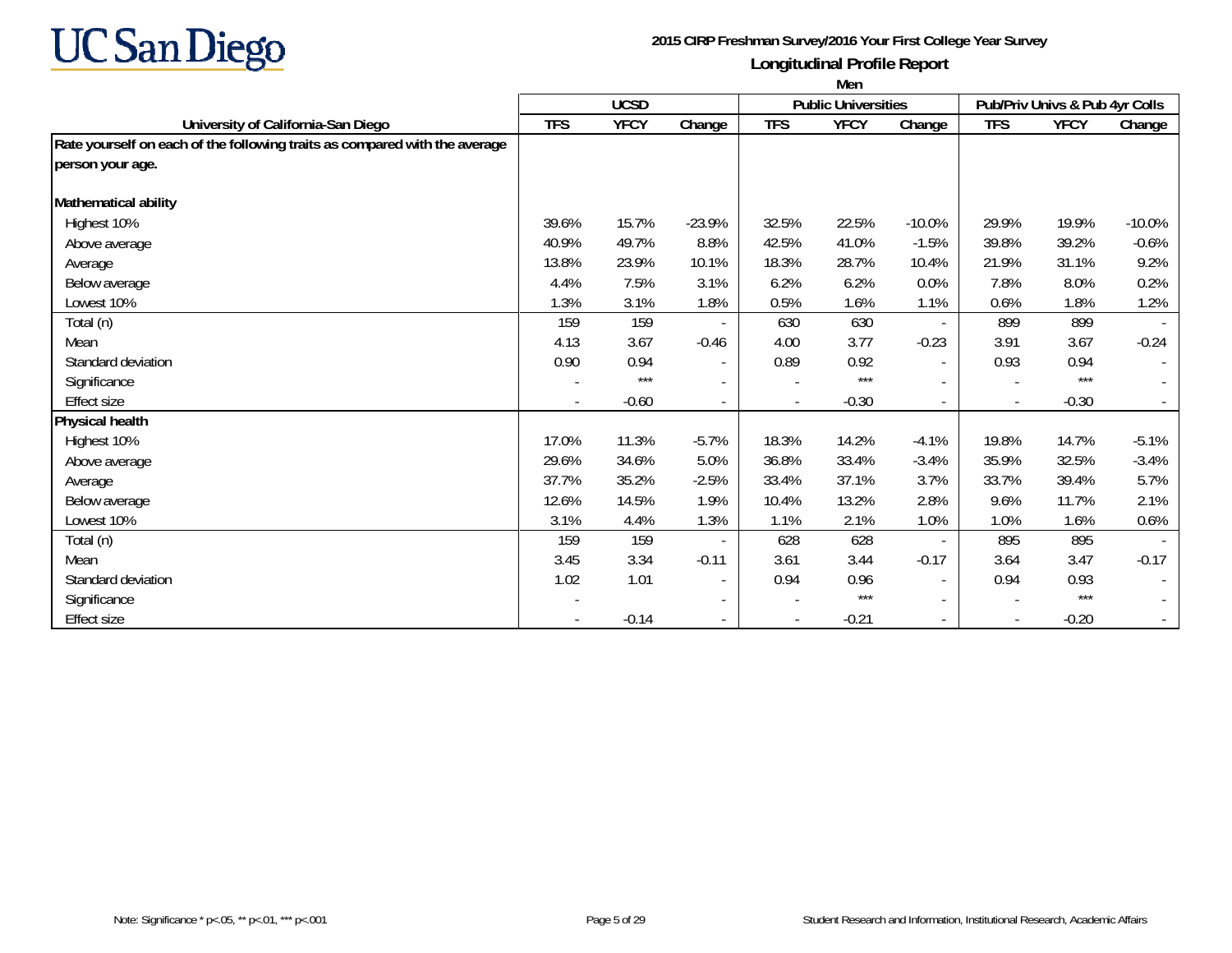# UC San Diego

**2015 CIRP Freshman Survey/2016 Your First College Year Survey**

**Longitudinal Profile Report**

**Men**

| University of California-San Diego | UCSD | | | Public Universities | | | Pub/Priv Univs & Pub 4yr Colls | | |
|---|---|---|---|---|---|---|---|---|---|
| | TFS | YFCY | Change | TFS | YFCY | Change | TFS | YFCY | Change |
| **Rate yourself on each of the following traits as compared with the average person your age.** | | | | | | | | | |
| **Mathematical ability** | | | | | | | | | |
| Highest 10% | 39.6% | 15.7% | -23.9% | 32.5% | 22.5% | -10.0% | 29.9% | 19.9% | -10.0% |
| Above average | 40.9% | 49.7% | 8.8% | 42.5% | 41.0% | -1.5% | 39.8% | 39.2% | -0.6% |
| Average | 13.8% | 23.9% | 10.1% | 18.3% | 28.7% | 10.4% | 21.9% | 31.1% | 9.2% |
| Below average | 4.4% | 7.5% | 3.1% | 6.2% | 6.2% | 0.0% | 7.8% | 8.0% | 0.2% |
| Lowest 10% | 1.3% | 3.1% | 1.8% | 0.5% | 1.6% | 1.1% | 0.6% | 1.8% | 1.2% |
| Total (n) | 159 | 159 | - | 630 | 630 | - | 899 | 899 | - |
| Mean | 4.13 | 3.67 | -0.46 | 4.00 | 3.77 | -0.23 | 3.91 | 3.67 | -0.24 |
| Standard deviation | 0.90 | 0.94 | - | 0.89 | 0.92 | - | 0.93 | 0.94 | - |
| Significance | - | *** | - | - | *** | - | - | *** | - |
| Effect size | - | -0.60 | - | - | -0.30 | - | - | -0.30 | - |
| **Physical health** | | | | | | | | | |
| Highest 10% | 17.0% | 11.3% | -5.7% | 18.3% | 14.2% | -4.1% | 19.8% | 14.7% | -5.1% |
| Above average | 29.6% | 34.6% | 5.0% | 36.8% | 33.4% | -3.4% | 35.9% | 32.5% | -3.4% |
| Average | 37.7% | 35.2% | -2.5% | 33.4% | 37.1% | 3.7% | 33.7% | 39.4% | 5.7% |
| Below average | 12.6% | 14.5% | 1.9% | 10.4% | 13.2% | 2.8% | 9.6% | 11.7% | 2.1% |
| Lowest 10% | 3.1% | 4.4% | 1.3% | 1.1% | 2.1% | 1.0% | 1.0% | 1.6% | 0.6% |
| Total (n) | 159 | 159 | - | 628 | 628 | - | 895 | 895 | - |
| Mean | 3.45 | 3.34 | -0.11 | 3.61 | 3.44 | -0.17 | 3.64 | 3.47 | -0.17 |
| Standard deviation | 1.02 | 1.01 | - | 0.94 | 0.96 | - | 0.94 | 0.93 | - |
| Significance | - | | - | - | *** | - | - | *** | - |
| Effect size | - | -0.14 | - | - | -0.21 | - | - | -0.20 | - |

Note: Significance * p<.05, ** p<.01, *** p<.001

Student Research and Information, Institutional Research, Academic Affairs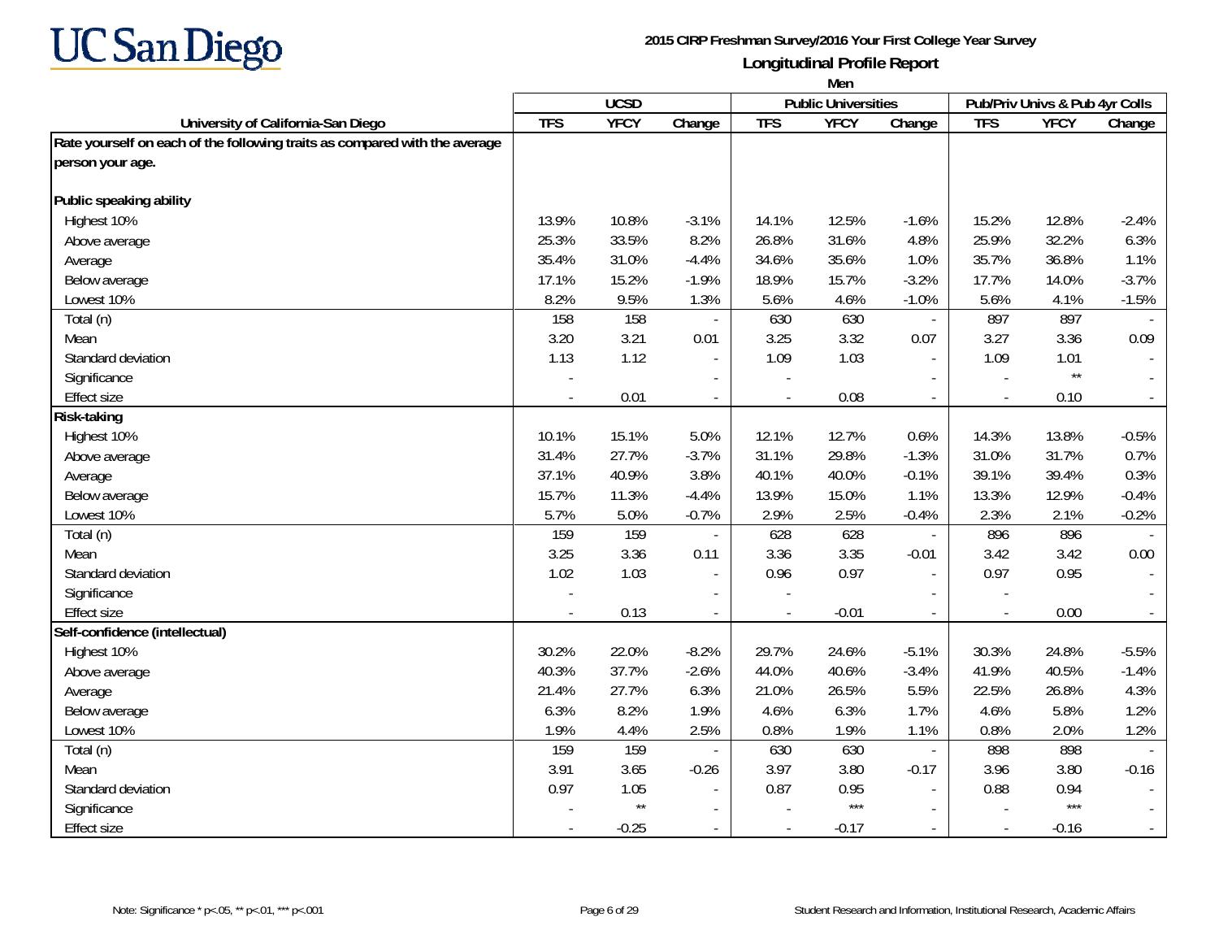# UC San Diego

**2015 CIRP Freshman Survey/2016 Your First College Year Survey**

**Longitudinal Profile Report**

**Men**

| University of California-San Diego | UCSD | | | Public Universities | | | Pub/Priv Univs & Pub 4yr Colls | | |
|---|---|---|---|---|---|---|---|---|---|
| | TFS | YFCY | Change | TFS | YFCY | Change | TFS | YFCY | Change |
| **Rate yourself on each of the following traits as compared with the average person your age.** | | | | | | | | | |
| **Public speaking ability** | | | | | | | | | |
| Highest 10% | 13.9% | 10.8% | -3.1% | 14.1% | 12.5% | -1.6% | 15.2% | 12.8% | -2.4% |
| Above average | 25.3% | 33.5% | 8.2% | 26.8% | 31.6% | 4.8% | 25.9% | 32.2% | 6.3% |
| Average | 35.4% | 31.0% | -4.4% | 34.6% | 35.6% | 1.0% | 35.7% | 36.8% | 1.1% |
| Below average | 17.1% | 15.2% | -1.9% | 18.9% | 15.7% | -3.2% | 17.7% | 14.0% | -3.7% |
| Lowest 10% | 8.2% | 9.5% | 1.3% | 5.6% | 4.6% | -1.0% | 5.6% | 4.1% | -1.5% |
| Total (n) | 158 | 158 | - | 630 | 630 | - | 897 | 897 | - |
| Mean | 3.20 | 3.21 | 0.01 | 3.25 | 3.32 | 0.07 | 3.27 | 3.36 | 0.09 |
| Standard deviation | 1.13 | 1.12 | - | 1.09 | 1.03 | - | 1.09 | 1.01 | - |
| Significance | - | | - | - | | - | - | ** | - |
| Effect size | - | 0.01 | - | - | 0.08 | - | - | 0.10 | - |
| **Risk-taking** | | | | | | | | | |
| Highest 10% | 10.1% | 15.1% | 5.0% | 12.1% | 12.7% | 0.6% | 14.3% | 13.8% | -0.5% |
| Above average | 31.4% | 27.7% | -3.7% | 31.1% | 29.8% | -1.3% | 31.0% | 31.7% | 0.7% |
| Average | 37.1% | 40.9% | 3.8% | 40.1% | 40.0% | -0.1% | 39.1% | 39.4% | 0.3% |
| Below average | 15.7% | 11.3% | -4.4% | 13.9% | 15.0% | 1.1% | 13.3% | 12.9% | -0.4% |
| Lowest 10% | 5.7% | 5.0% | -0.7% | 2.9% | 2.5% | -0.4% | 2.3% | 2.1% | -0.2% |
| Total (n) | 159 | 159 | - | 628 | 628 | - | 896 | 896 | - |
| Mean | 3.25 | 3.36 | 0.11 | 3.36 | 3.35 | -0.01 | 3.42 | 3.42 | 0.00 |
| Standard deviation | 1.02 | 1.03 | - | 0.96 | 0.97 | - | 0.97 | 0.95 | - |
| Significance | - | | - | - | | - | - | | - |
| Effect size | - | 0.13 | - | - | -0.01 | - | - | 0.00 | - |
| **Self-confidence (intellectual)** | | | | | | | | | |
| Highest 10% | 30.2% | 22.0% | -8.2% | 29.7% | 24.6% | -5.1% | 30.3% | 24.8% | -5.5% |
| Above average | 40.3% | 37.7% | -2.6% | 44.0% | 40.6% | -3.4% | 41.9% | 40.5% | -1.4% |
| Average | 21.4% | 27.7% | 6.3% | 21.0% | 26.5% | 5.5% | 22.5% | 26.8% | 4.3% |
| Below average | 6.3% | 8.2% | 1.9% | 4.6% | 6.3% | 1.7% | 4.6% | 5.8% | 1.2% |
| Lowest 10% | 1.9% | 4.4% | 2.5% | 0.8% | 1.9% | 1.1% | 0.8% | 2.0% | 1.2% |
| Total (n) | 159 | 159 | - | 630 | 630 | - | 898 | 898 | - |
| Mean | 3.91 | 3.65 | -0.26 | 3.97 | 3.80 | -0.17 | 3.96 | 3.80 | -0.16 |
| Standard deviation | 0.97 | 1.05 | - | 0.87 | 0.95 | - | 0.88 | 0.94 | - |
| Significance | - | ** | - | - | *** | - | - | *** | - |
| Effect size | - | -0.25 | - | - | -0.17 | - | - | -0.16 | - |

Note: Significance * p<.05, ** p<.01, *** p<.001

Student Research and Information, Institutional Research, Academic Affairs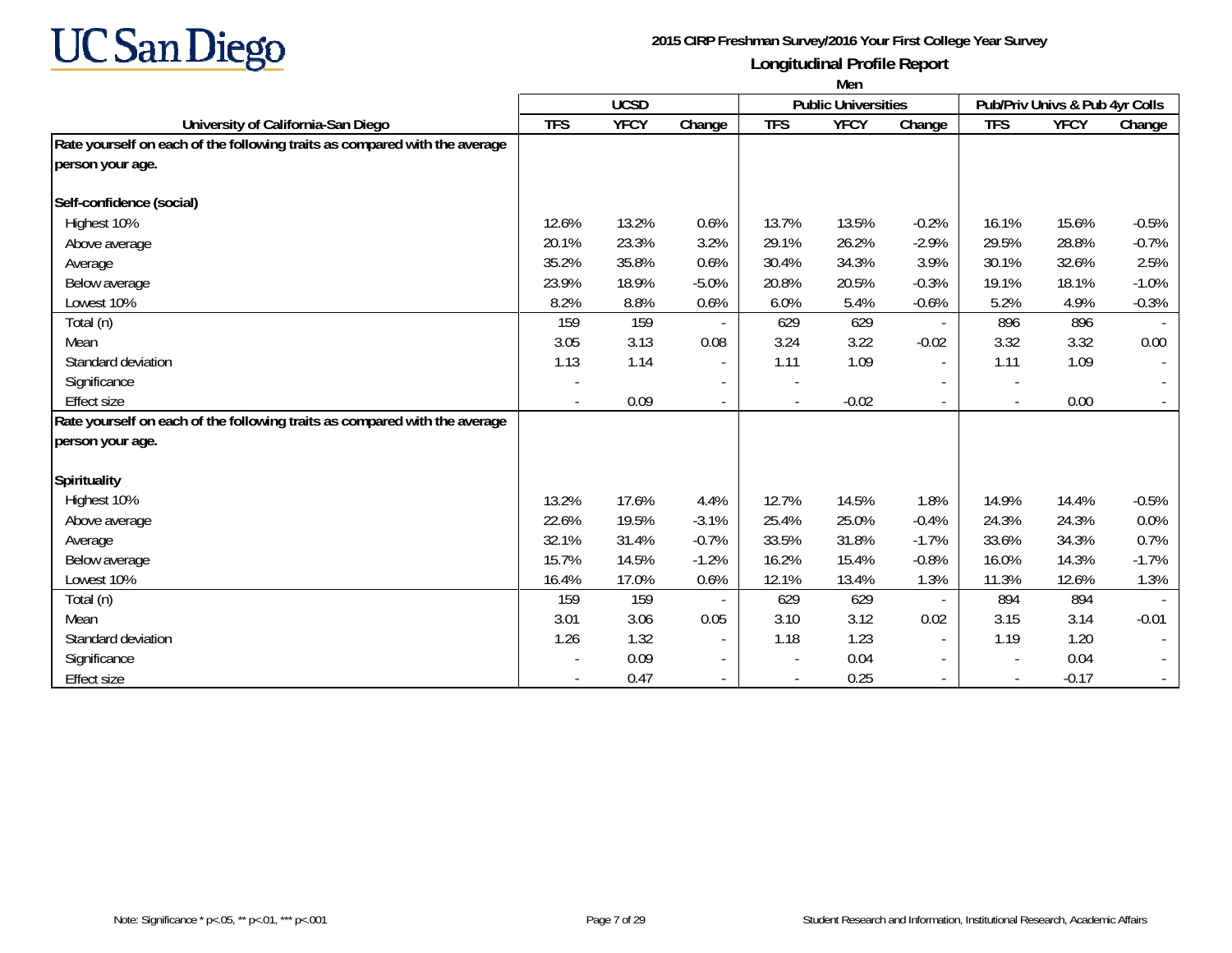**2015 CIRP Freshman Survey/2016 Your First College Year Survey**

**Longitudinal Profile Report**

**Men**

| University of California-San Diego | UCSD | | | Public Universities | | | Pub/Priv Univs & Pub 4yr Colls | | |
|---|---|---|---|---|---|---|---|---|---|
| | TFS | YFCY | Change | TFS | YFCY | Change | TFS | YFCY | Change |
| **Rate yourself on each of the following traits as compared with the average person your age.** | | | | | | | | | |
| **Self-confidence (social)** | | | | | | | | | |
| Highest 10% | 12.6% | 13.2% | 0.6% | 13.7% | 13.5% | -0.2% | 16.1% | 15.6% | -0.5% |
| Above average | 20.1% | 23.3% | 3.2% | 29.1% | 26.2% | -2.9% | 29.5% | 28.8% | -0.7% |
| Average | 35.2% | 35.8% | 0.6% | 30.4% | 34.3% | 3.9% | 30.1% | 32.6% | 2.5% |
| Below average | 23.9% | 18.9% | -5.0% | 20.8% | 20.5% | -0.3% | 19.1% | 18.1% | -1.0% |
| Lowest 10% | 8.2% | 8.8% | 0.6% | 6.0% | 5.4% | -0.6% | 5.2% | 4.9% | -0.3% |
| Total (n) | 159 | 159 | - | 629 | 629 | - | 896 | 896 | - |
| Mean | 3.05 | 3.13 | 0.08 | 3.24 | 3.22 | -0.02 | 3.32 | 3.32 | 0.00 |
| Standard deviation | 1.13 | 1.14 | - | 1.11 | 1.09 | - | 1.11 | 1.09 | - |
| Significance | - | | - | - | | - | - | | - |
| Effect size | - | 0.09 | - | - | -0.02 | - | - | 0.00 | - |
| **Rate yourself on each of the following traits as compared with the average person your age.** | | | | | | | | | |
| **Spirituality** | | | | | | | | | |
| Highest 10% | 13.2% | 17.6% | 4.4% | 12.7% | 14.5% | 1.8% | 14.9% | 14.4% | -0.5% |
| Above average | 22.6% | 19.5% | -3.1% | 25.4% | 25.0% | -0.4% | 24.3% | 24.3% | 0.0% |
| Average | 32.1% | 31.4% | -0.7% | 33.5% | 31.8% | -1.7% | 33.6% | 34.3% | 0.7% |
| Below average | 15.7% | 14.5% | -1.2% | 16.2% | 15.4% | -0.8% | 16.0% | 14.3% | -1.7% |
| Lowest 10% | 16.4% | 17.0% | 0.6% | 12.1% | 13.4% | 1.3% | 11.3% | 12.6% | 1.3% |
| Total (n) | 159 | 159 | - | 629 | 629 | - | 894 | 894 | - |
| Mean | 3.01 | 3.06 | 0.05 | 3.10 | 3.12 | 0.02 | 3.15 | 3.14 | -0.01 |
| Standard deviation | 1.26 | 1.32 | - | 1.18 | 1.23 | - | 1.19 | 1.20 | - |
| Significance | - | 0.09 | - | - | 0.04 | - | - | 0.04 | - |
| Effect size | - | 0.47 | - | - | 0.25 | - | - | -0.17 | - |

Note: Significance * p<.05, ** p<.01, *** p<.001

Student Research and Information, Institutional Research, Academic Affairs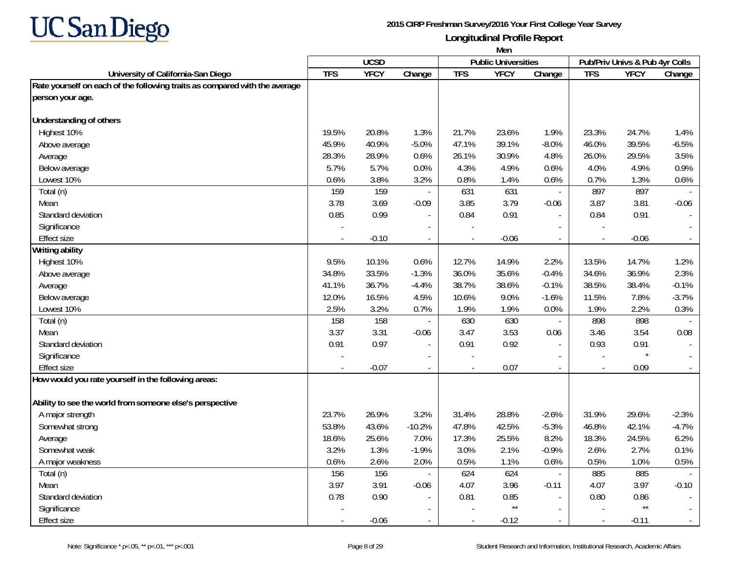# UC San Diego

**2015 CIRP Freshman Survey/2016 Your First College Year Survey**

**Longitudinal Profile Report**

**Men**

| University of California-San Diego | UCSD | | | Public Universities | | | Pub/Priv Univs & Pub 4yr Colls | | |
|---|---|---|---|---|---|---|---|---|---|
| | TFS | YFCY | Change | TFS | YFCY | Change | TFS | YFCY | Change |
| **Rate yourself on each of the following traits as compared with the average person your age.** | | | | | | | | | |
| **Understanding of others** | | | | | | | | | |
| Highest 10% | 19.5% | 20.8% | 1.3% | 21.7% | 23.6% | 1.9% | 23.3% | 24.7% | 1.4% |
| Above average | 45.9% | 40.9% | -5.0% | 47.1% | 39.1% | -8.0% | 46.0% | 39.5% | -6.5% |
| Average | 28.3% | 28.9% | 0.6% | 26.1% | 30.9% | 4.8% | 26.0% | 29.5% | 3.5% |
| Below average | 5.7% | 5.7% | 0.0% | 4.3% | 4.9% | 0.6% | 4.0% | 4.9% | 0.9% |
| Lowest 10% | 0.6% | 3.8% | 3.2% | 0.8% | 1.4% | 0.6% | 0.7% | 1.3% | 0.6% |
| Total (n) | 159 | 159 | - | 631 | 631 | - | 897 | 897 | - |
| Mean | 3.78 | 3.69 | -0.09 | 3.85 | 3.79 | -0.06 | 3.87 | 3.81 | -0.06 |
| Standard deviation | 0.85 | 0.99 | - | 0.84 | 0.91 | - | 0.84 | 0.91 | - |
| Significance | - | | - | - | | - | - | | - |
| Effect size | - | -0.10 | - | - | -0.06 | - | - | -0.06 | - |
| **Writing ability** | | | | | | | | | |
| Highest 10% | 9.5% | 10.1% | 0.6% | 12.7% | 14.9% | 2.2% | 13.5% | 14.7% | 1.2% |
| Above average | 34.8% | 33.5% | -1.3% | 36.0% | 35.6% | -0.4% | 34.6% | 36.9% | 2.3% |
| Average | 41.1% | 36.7% | -4.4% | 38.7% | 38.6% | -0.1% | 38.5% | 38.4% | -0.1% |
| Below average | 12.0% | 16.5% | 4.5% | 10.6% | 9.0% | -1.6% | 11.5% | 7.8% | -3.7% |
| Lowest 10% | 2.5% | 3.2% | 0.7% | 1.9% | 1.9% | 0.0% | 1.9% | 2.2% | 0.3% |
| Total (n) | 158 | 158 | - | 630 | 630 | - | 898 | 898 | - |
| Mean | 3.37 | 3.31 | -0.06 | 3.47 | 3.53 | 0.06 | 3.46 | 3.54 | 0.08 |
| Standard deviation | 0.91 | 0.97 | - | 0.91 | 0.92 | - | 0.93 | 0.91 | - |
| Significance | - | | - | - | | - | - | * | - |
| Effect size | - | -0.07 | - | - | 0.07 | - | - | 0.09 | - |
| **How would you rate yourself in the following areas:** | | | | | | | | | |
| **Ability to see the world from someone else's perspective** | | | | | | | | | |
| A major strength | 23.7% | 26.9% | 3.2% | 31.4% | 28.8% | -2.6% | 31.9% | 29.6% | -2.3% |
| Somewhat strong | 53.8% | 43.6% | -10.2% | 47.8% | 42.5% | -5.3% | 46.8% | 42.1% | -4.7% |
| Average | 18.6% | 25.6% | 7.0% | 17.3% | 25.5% | 8.2% | 18.3% | 24.5% | 6.2% |
| Somewhat weak | 3.2% | 1.3% | -1.9% | 3.0% | 2.1% | -0.9% | 2.6% | 2.7% | 0.1% |
| A major weakness | 0.6% | 2.6% | 2.0% | 0.5% | 1.1% | 0.6% | 0.5% | 1.0% | 0.5% |
| Total (n) | 156 | 156 | - | 624 | 624 | - | 885 | 885 | - |
| Mean | 3.97 | 3.91 | -0.06 | 4.07 | 3.96 | -0.11 | 4.07 | 3.97 | -0.10 |
| Standard deviation | 0.78 | 0.90 | - | 0.81 | 0.85 | - | 0.80 | 0.86 | - |
| Significance | - | | - | - | ** | - | - | ** | - |
| Effect size | - | -0.06 | - | - | -0.12 | - | - | -0.11 | - |

Note: Significance * p<.05, ** p<.01, *** p<.001

Student Research and Information, Institutional Research, Academic Affairs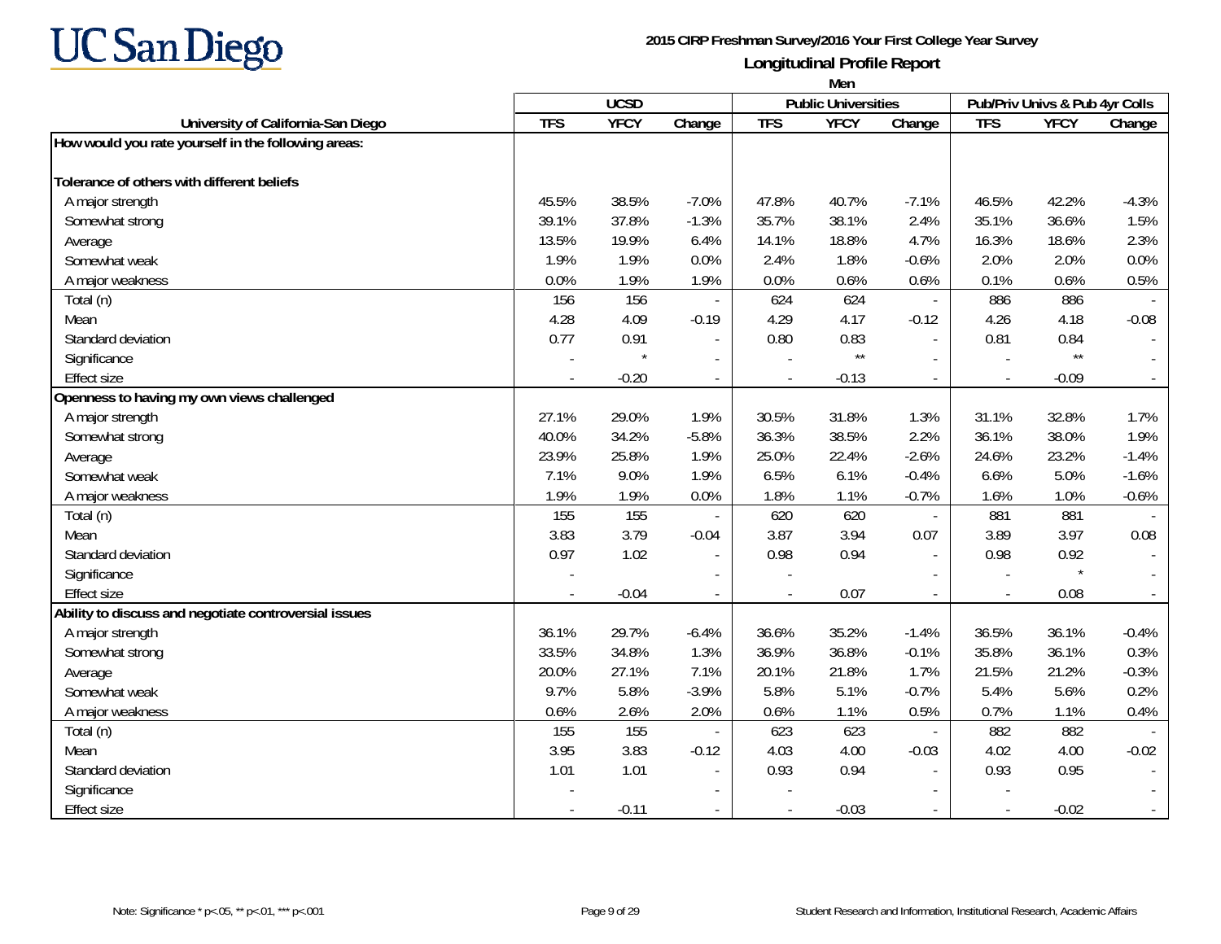# UC San Diego

**2015 CIRP Freshman Survey/2016 Your First College Year Survey**

**Longitudinal Profile Report**

**Men**

| University of California-San Diego | UCSD | | | Public Universities | | | Pub/Priv Univs & Pub 4yr Colls | | |
|---|---|---|---|---|---|---|---|---|---|
| | TFS | YFCY | Change | TFS | YFCY | Change | TFS | YFCY | Change |
| **How would you rate yourself in the following areas:** | | | | | | | | | |
| **Tolerance of others with different beliefs** | | | | | | | | | |
| A major strength | 45.5% | 38.5% | -7.0% | 47.8% | 40.7% | -7.1% | 46.5% | 42.2% | -4.3% |
| Somewhat strong | 39.1% | 37.8% | -1.3% | 35.7% | 38.1% | 2.4% | 35.1% | 36.6% | 1.5% |
| Average | 13.5% | 19.9% | 6.4% | 14.1% | 18.8% | 4.7% | 16.3% | 18.6% | 2.3% |
| Somewhat weak | 1.9% | 1.9% | 0.0% | 2.4% | 1.8% | -0.6% | 2.0% | 2.0% | 0.0% |
| A major weakness | 0.0% | 1.9% | 1.9% | 0.0% | 0.6% | 0.6% | 0.1% | 0.6% | 0.5% |
| Total (n) | 156 | 156 | - | 624 | 624 | - | 886 | 886 | - |
| Mean | 4.28 | 4.09 | -0.19 | 4.29 | 4.17 | -0.12 | 4.26 | 4.18 | -0.08 |
| Standard deviation | 0.77 | 0.91 | - | 0.80 | 0.83 | - | 0.81 | 0.84 | - |
| Significance | - | * | - | - | ** | - | - | ** | - |
| Effect size | - | -0.20 | - | - | -0.13 | - | - | -0.09 | - |
| **Openness to having my own views challenged** | | | | | | | | | |
| A major strength | 27.1% | 29.0% | 1.9% | 30.5% | 31.8% | 1.3% | 31.1% | 32.8% | 1.7% |
| Somewhat strong | 40.0% | 34.2% | -5.8% | 36.3% | 38.5% | 2.2% | 36.1% | 38.0% | 1.9% |
| Average | 23.9% | 25.8% | 1.9% | 25.0% | 22.4% | -2.6% | 24.6% | 23.2% | -1.4% |
| Somewhat weak | 7.1% | 9.0% | 1.9% | 6.5% | 6.1% | -0.4% | 6.6% | 5.0% | -1.6% |
| A major weakness | 1.9% | 1.9% | 0.0% | 1.8% | 1.1% | -0.7% | 1.6% | 1.0% | -0.6% |
| Total (n) | 155 | 155 | - | 620 | 620 | - | 881 | 881 | - |
| Mean | 3.83 | 3.79 | -0.04 | 3.87 | 3.94 | 0.07 | 3.89 | 3.97 | 0.08 |
| Standard deviation | 0.97 | 1.02 | - | 0.98 | 0.94 | - | 0.98 | 0.92 | - |
| Significance | - | | - | - | | - | - | * | - |
| Effect size | - | -0.04 | - | - | 0.07 | - | - | 0.08 | - |
| **Ability to discuss and negotiate controversial issues** | | | | | | | | | |
| A major strength | 36.1% | 29.7% | -6.4% | 36.6% | 35.2% | -1.4% | 36.5% | 36.1% | -0.4% |
| Somewhat strong | 33.5% | 34.8% | 1.3% | 36.9% | 36.8% | -0.1% | 35.8% | 36.1% | 0.3% |
| Average | 20.0% | 27.1% | 7.1% | 20.1% | 21.8% | 1.7% | 21.5% | 21.2% | -0.3% |
| Somewhat weak | 9.7% | 5.8% | -3.9% | 5.8% | 5.1% | -0.7% | 5.4% | 5.6% | 0.2% |
| A major weakness | 0.6% | 2.6% | 2.0% | 0.6% | 1.1% | 0.5% | 0.7% | 1.1% | 0.4% |
| Total (n) | 155 | 155 | - | 623 | 623 | - | 882 | 882 | - |
| Mean | 3.95 | 3.83 | -0.12 | 4.03 | 4.00 | -0.03 | 4.02 | 4.00 | -0.02 |
| Standard deviation | 1.01 | 1.01 | - | 0.93 | 0.94 | - | 0.93 | 0.95 | - |
| Significance | - | | - | - | | - | - | | - |
| Effect size | - | -0.11 | - | - | -0.03 | - | - | -0.02 | - |

Note: Significance * p<.05, ** p<.01, *** p<.001

Student Research and Information, Institutional Research, Academic Affairs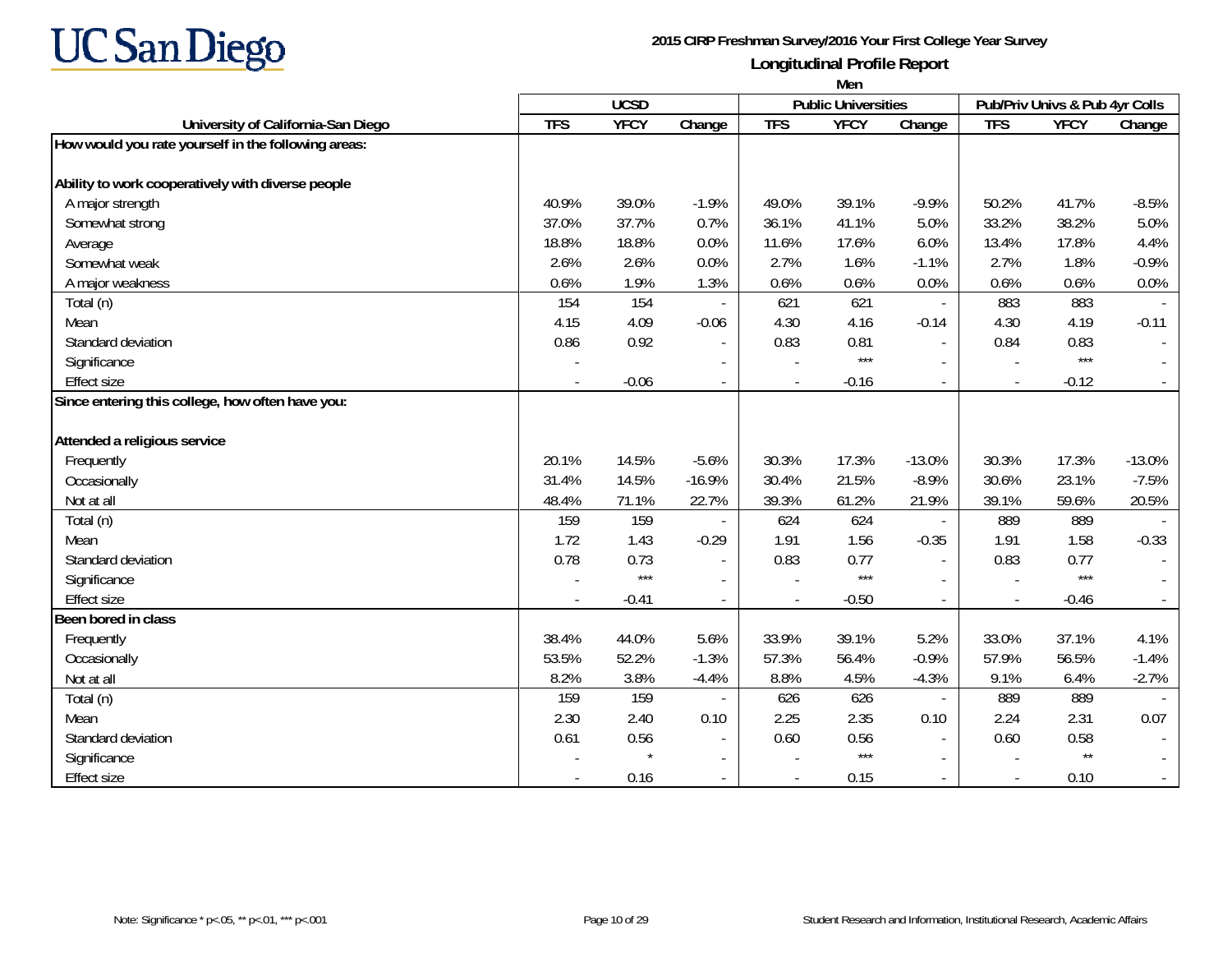# UC San Diego

**2015 CIRP Freshman Survey/2016 Your First College Year Survey**

**Longitudinal Profile Report**

**Men**

| University of California-San Diego | UCSD | | | Public Universities | | | Pub/Priv Univs & Pub 4yr Colls | | |
|---|---|---|---|---|---|---|---|---|---|
| | TFS | YFCY | Change | TFS | YFCY | Change | TFS | YFCY | Change |
| **How would you rate yourself in the following areas:** | | | | | | | | | |
| **Ability to work cooperatively with diverse people** | | | | | | | | | |
| A major strength | 40.9% | 39.0% | -1.9% | 49.0% | 39.1% | -9.9% | 50.2% | 41.7% | -8.5% |
| Somewhat strong | 37.0% | 37.7% | 0.7% | 36.1% | 41.1% | 5.0% | 33.2% | 38.2% | 5.0% |
| Average | 18.8% | 18.8% | 0.0% | 11.6% | 17.6% | 6.0% | 13.4% | 17.8% | 4.4% |
| Somewhat weak | 2.6% | 2.6% | 0.0% | 2.7% | 1.6% | -1.1% | 2.7% | 1.8% | -0.9% |
| A major weakness | 0.6% | 1.9% | 1.3% | 0.6% | 0.6% | 0.0% | 0.6% | 0.6% | 0.0% |
| Total (n) | 154 | 154 | - | 621 | 621 | - | 883 | 883 | - |
| Mean | 4.15 | 4.09 | -0.06 | 4.30 | 4.16 | -0.14 | 4.30 | 4.19 | -0.11 |
| Standard deviation | 0.86 | 0.92 | - | 0.83 | 0.81 | - | 0.84 | 0.83 | - |
| Significance | - | | - | - | *** | - | - | *** | - |
| Effect size | - | -0.06 | - | - | -0.16 | - | - | -0.12 | - |
| **Since entering this college, how often have you:** | | | | | | | | | |
| **Attended a religious service** | | | | | | | | | |
| Frequently | 20.1% | 14.5% | -5.6% | 30.3% | 17.3% | -13.0% | 30.3% | 17.3% | -13.0% |
| Occasionally | 31.4% | 14.5% | -16.9% | 30.4% | 21.5% | -8.9% | 30.6% | 23.1% | -7.5% |
| Not at all | 48.4% | 71.1% | 22.7% | 39.3% | 61.2% | 21.9% | 39.1% | 59.6% | 20.5% |
| Total (n) | 159 | 159 | - | 624 | 624 | - | 889 | 889 | - |
| Mean | 1.72 | 1.43 | -0.29 | 1.91 | 1.56 | -0.35 | 1.91 | 1.58 | -0.33 |
| Standard deviation | 0.78 | 0.73 | - | 0.83 | 0.77 | - | 0.83 | 0.77 | - |
| Significance | - | *** | - | - | *** | - | - | *** | - |
| Effect size | - | -0.41 | - | - | -0.50 | - | - | -0.46 | - |
| **Been bored in class** | | | | | | | | | |
| Frequently | 38.4% | 44.0% | 5.6% | 33.9% | 39.1% | 5.2% | 33.0% | 37.1% | 4.1% |
| Occasionally | 53.5% | 52.2% | -1.3% | 57.3% | 56.4% | -0.9% | 57.9% | 56.5% | -1.4% |
| Not at all | 8.2% | 3.8% | -4.4% | 8.8% | 4.5% | -4.3% | 9.1% | 6.4% | -2.7% |
| Total (n) | 159 | 159 | - | 626 | 626 | - | 889 | 889 | - |
| Mean | 2.30 | 2.40 | 0.10 | 2.25 | 2.35 | 0.10 | 2.24 | 2.31 | 0.07 |
| Standard deviation | 0.61 | 0.56 | - | 0.60 | 0.56 | - | 0.60 | 0.58 | - |
| Significance | - | * | - | - | *** | - | - | ** | - |
| Effect size | - | 0.16 | - | - | 0.15 | - | - | 0.10 | - |

Note: Significance * p<.05, ** p<.01, *** p<.001

Student Research and Information, Institutional Research, Academic Affairs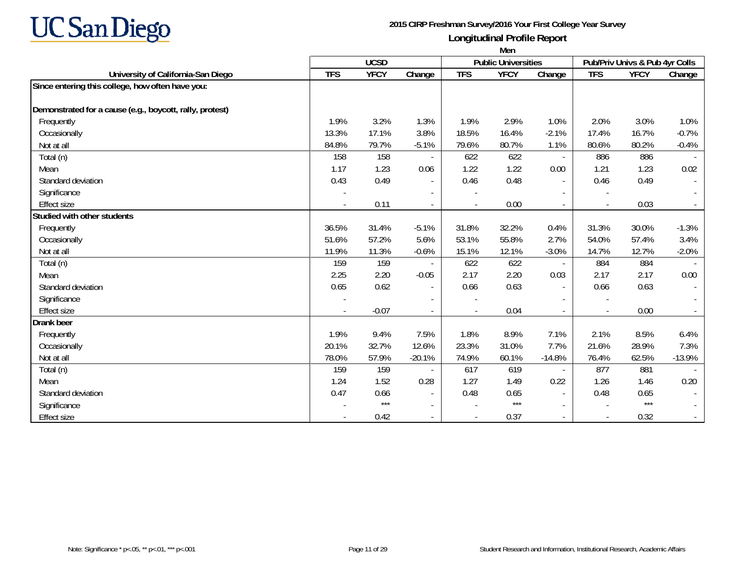# 2015 CIRP Freshman Survey/2016 Your First College Year Survey

## Longitudinal Profile Report

### Men

| University of California-San Diego | UCSD | | | Public Universities | | | Pub/Priv Univs & Pub 4yr Colls | | |
|---|---|---|---|---|---|---|---|---|---|
| | TFS | YFCY | Change | TFS | YFCY | Change | TFS | YFCY | Change |
| **Since entering this college, how often have you:** | | | | | | | | | |
| **Demonstrated for a cause (e.g., boycott, rally, protest)** | | | | | | | | | |
| Frequently | 1.9% | 3.2% | 1.3% | 1.9% | 2.9% | 1.0% | 2.0% | 3.0% | 1.0% |
| Occasionally | 13.3% | 17.1% | 3.8% | 18.5% | 16.4% | -2.1% | 17.4% | 16.7% | -0.7% |
| Not at all | 84.8% | 79.7% | -5.1% | 79.6% | 80.7% | 1.1% | 80.6% | 80.2% | -0.4% |
| Total (n) | 158 | 158 | - | 622 | 622 | - | 886 | 886 | - |
| Mean | 1.17 | 1.23 | 0.06 | 1.22 | 1.22 | 0.00 | 1.21 | 1.23 | 0.02 |
| Standard deviation | 0.43 | 0.49 | - | 0.46 | 0.48 | - | 0.46 | 0.49 | - |
| Significance | - | | - | - | | - | - | | - |
| Effect size | - | 0.11 | - | - | 0.00 | - | - | 0.03 | - |
| **Studied with other students** | | | | | | | | | |
| Frequently | 36.5% | 31.4% | -5.1% | 31.8% | 32.2% | 0.4% | 31.3% | 30.0% | -1.3% |
| Occasionally | 51.6% | 57.2% | 5.6% | 53.1% | 55.8% | 2.7% | 54.0% | 57.4% | 3.4% |
| Not at all | 11.9% | 11.3% | -0.6% | 15.1% | 12.1% | -3.0% | 14.7% | 12.7% | -2.0% |
| Total (n) | 159 | 159 | - | 622 | 622 | - | 884 | 884 | - |
| Mean | 2.25 | 2.20 | -0.05 | 2.17 | 2.20 | 0.03 | 2.17 | 2.17 | 0.00 |
| Standard deviation | 0.65 | 0.62 | - | 0.66 | 0.63 | - | 0.66 | 0.63 | - |
| Significance | - | | - | - | | - | - | | - |
| Effect size | - | -0.07 | - | - | 0.04 | - | - | 0.00 | - |
| **Drank beer** | | | | | | | | | |
| Frequently | 1.9% | 9.4% | 7.5% | 1.8% | 8.9% | 7.1% | 2.1% | 8.5% | 6.4% |
| Occasionally | 20.1% | 32.7% | 12.6% | 23.3% | 31.0% | 7.7% | 21.6% | 28.9% | 7.3% |
| Not at all | 78.0% | 57.9% | -20.1% | 74.9% | 60.1% | -14.8% | 76.4% | 62.5% | -13.9% |
| Total (n) | 159 | 159 | - | 617 | 619 | - | 877 | 881 | - |
| Mean | 1.24 | 1.52 | 0.28 | 1.27 | 1.49 | 0.22 | 1.26 | 1.46 | 0.20 |
| Standard deviation | 0.47 | 0.66 | - | 0.48 | 0.65 | - | 0.48 | 0.65 | - |
| Significance | - | *** | - | - | *** | - | - | *** | - |
| Effect size | - | 0.42 | - | - | 0.37 | - | - | 0.32 | - |

Note: Significance * p<.05, ** p<.01, *** p<.001

Student Research and Information, Institutional Research, Academic Affairs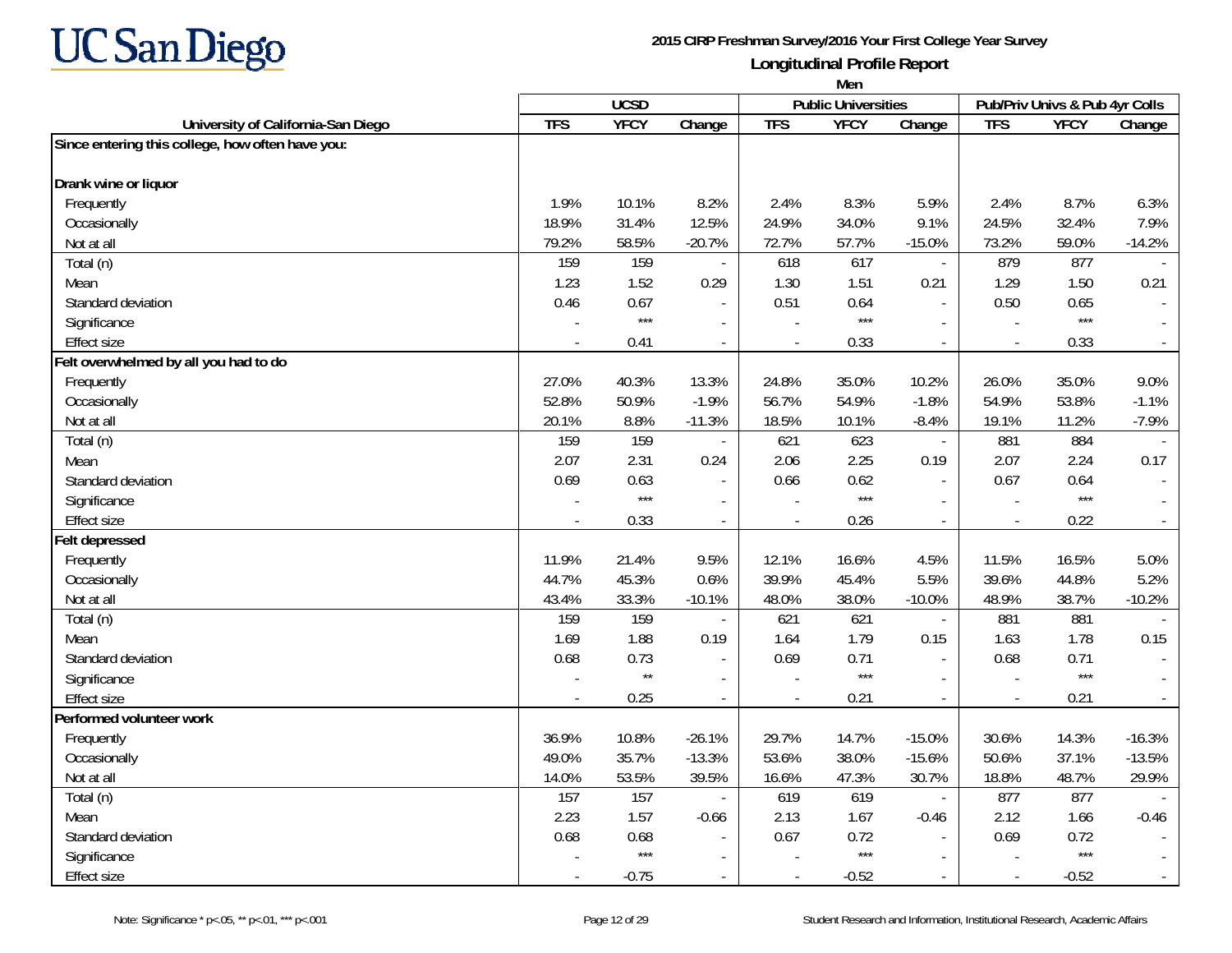# UC San Diego

**2015 CIRP Freshman Survey/2016 Your First College Year Survey**

**Longitudinal Profile Report**

**Men**

| University of California-San Diego | UCSD | | | Public Universities | | | Pub/Priv Univs & Pub 4yr Colls | | |
|---|---|---|---|---|---|---|---|---|---|
| | TFS | YFCY | Change | TFS | YFCY | Change | TFS | YFCY | Change |
| **Since entering this college, how often have you:** | | | | | | | | | |
| **Drank wine or liquor** | | | | | | | | | |
| Frequently | 1.9% | 10.1% | 8.2% | 2.4% | 8.3% | 5.9% | 2.4% | 8.7% | 6.3% |
| Occasionally | 18.9% | 31.4% | 12.5% | 24.9% | 34.0% | 9.1% | 24.5% | 32.4% | 7.9% |
| Not at all | 79.2% | 58.5% | -20.7% | 72.7% | 57.7% | -15.0% | 73.2% | 59.0% | -14.2% |
| Total (n) | 159 | 159 | - | 618 | 617 | - | 879 | 877 | - |
| Mean | 1.23 | 1.52 | 0.29 | 1.30 | 1.51 | 0.21 | 1.29 | 1.50 | 0.21 |
| Standard deviation | 0.46 | 0.67 | - | 0.51 | 0.64 | - | 0.50 | 0.65 | - |
| Significance | - | *** | - | - | *** | - | - | *** | - |
| Effect size | - | 0.41 | - | - | 0.33 | - | - | 0.33 | - |
| **Felt overwhelmed by all you had to do** | | | | | | | | | |
| Frequently | 27.0% | 40.3% | 13.3% | 24.8% | 35.0% | 10.2% | 26.0% | 35.0% | 9.0% |
| Occasionally | 52.8% | 50.9% | -1.9% | 56.7% | 54.9% | -1.8% | 54.9% | 53.8% | -1.1% |
| Not at all | 20.1% | 8.8% | -11.3% | 18.5% | 10.1% | -8.4% | 19.1% | 11.2% | -7.9% |
| Total (n) | 159 | 159 | - | 621 | 623 | - | 881 | 884 | - |
| Mean | 2.07 | 2.31 | 0.24 | 2.06 | 2.25 | 0.19 | 2.07 | 2.24 | 0.17 |
| Standard deviation | 0.69 | 0.63 | - | 0.66 | 0.62 | - | 0.67 | 0.64 | - |
| Significance | - | *** | - | - | *** | - | - | *** | - |
| Effect size | - | 0.33 | - | - | 0.26 | - | - | 0.22 | - |
| **Felt depressed** | | | | | | | | | |
| Frequently | 11.9% | 21.4% | 9.5% | 12.1% | 16.6% | 4.5% | 11.5% | 16.5% | 5.0% |
| Occasionally | 44.7% | 45.3% | 0.6% | 39.9% | 45.4% | 5.5% | 39.6% | 44.8% | 5.2% |
| Not at all | 43.4% | 33.3% | -10.1% | 48.0% | 38.0% | -10.0% | 48.9% | 38.7% | -10.2% |
| Total (n) | 159 | 159 | - | 621 | 621 | - | 881 | 881 | - |
| Mean | 1.69 | 1.88 | 0.19 | 1.64 | 1.79 | 0.15 | 1.63 | 1.78 | 0.15 |
| Standard deviation | 0.68 | 0.73 | - | 0.69 | 0.71 | - | 0.68 | 0.71 | - |
| Significance | - | ** | - | - | *** | - | - | *** | - |
| Effect size | - | 0.25 | - | - | 0.21 | - | - | 0.21 | - |
| **Performed volunteer work** | | | | | | | | | |
| Frequently | 36.9% | 10.8% | -26.1% | 29.7% | 14.7% | -15.0% | 30.6% | 14.3% | -16.3% |
| Occasionally | 49.0% | 35.7% | -13.3% | 53.6% | 38.0% | -15.6% | 50.6% | 37.1% | -13.5% |
| Not at all | 14.0% | 53.5% | 39.5% | 16.6% | 47.3% | 30.7% | 18.8% | 48.7% | 29.9% |
| Total (n) | 157 | 157 | - | 619 | 619 | - | 877 | 877 | - |
| Mean | 2.23 | 1.57 | -0.66 | 2.13 | 1.67 | -0.46 | 2.12 | 1.66 | -0.46 |
| Standard deviation | 0.68 | 0.68 | - | 0.67 | 0.72 | - | 0.69 | 0.72 | - |
| Significance | - | *** | - | - | *** | - | - | *** | - |
| Effect size | - | -0.75 | - | - | -0.52 | - | - | -0.52 | - |

Note: Significance * p<.05, ** p<.01, *** p<.001

Student Research and Information, Institutional Research, Academic Affairs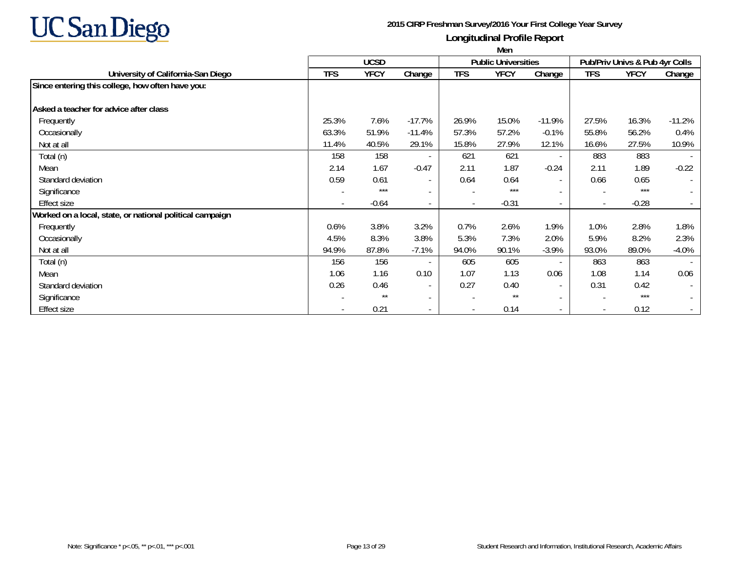UC San Diego

**2015 CIRP Freshman Survey/2016 Your First College Year Survey**

**Longitudinal Profile Report**

**Men**

| University of California-San Diego | UCSD | | | Public Universities | | | Pub/Priv Univs & Pub 4yr Colls | | |
|---|---|---|---|---|---|---|---|---|---|
| | TFS | YFCY | Change | TFS | YFCY | Change | TFS | YFCY | Change |
| **Since entering this college, how often have you:** | | | | | | | | | |
| **Asked a teacher for advice after class** | | | | | | | | | |
| Frequently | 25.3% | 7.6% | -17.7% | 26.9% | 15.0% | -11.9% | 27.5% | 16.3% | -11.2% |
| Occasionally | 63.3% | 51.9% | -11.4% | 57.3% | 57.2% | -0.1% | 55.8% | 56.2% | 0.4% |
| Not at all | 11.4% | 40.5% | 29.1% | 15.8% | 27.9% | 12.1% | 16.6% | 27.5% | 10.9% |
| Total (n) | 158 | 158 | - | 621 | 621 | - | 883 | 883 | - |
| Mean | 2.14 | 1.67 | -0.47 | 2.11 | 1.87 | -0.24 | 2.11 | 1.89 | -0.22 |
| Standard deviation | 0.59 | 0.61 | - | 0.64 | 0.64 | - | 0.66 | 0.65 | - |
| Significance | - | *** | - | - | *** | - | - | *** | - |
| Effect size | - | -0.64 | - | - | -0.31 | - | - | -0.28 | - |
| **Worked on a local, state, or national political campaign** | | | | | | | | | |
| Frequently | 0.6% | 3.8% | 3.2% | 0.7% | 2.6% | 1.9% | 1.0% | 2.8% | 1.8% |
| Occasionally | 4.5% | 8.3% | 3.8% | 5.3% | 7.3% | 2.0% | 5.9% | 8.2% | 2.3% |
| Not at all | 94.9% | 87.8% | -7.1% | 94.0% | 90.1% | -3.9% | 93.0% | 89.0% | -4.0% |
| Total (n) | 156 | 156 | - | 605 | 605 | - | 863 | 863 | - |
| Mean | 1.06 | 1.16 | 0.10 | 1.07 | 1.13 | 0.06 | 1.08 | 1.14 | 0.06 |
| Standard deviation | 0.26 | 0.46 | - | 0.27 | 0.40 | - | 0.31 | 0.42 | - |
| Significance | - | ** | - | - | ** | - | - | *** | - |
| Effect size | - | 0.21 | - | - | 0.14 | - | - | 0.12 | - |

Note: Significance * p<.05, ** p<.01, *** p<.001

Student Research and Information, Institutional Research, Academic Affairs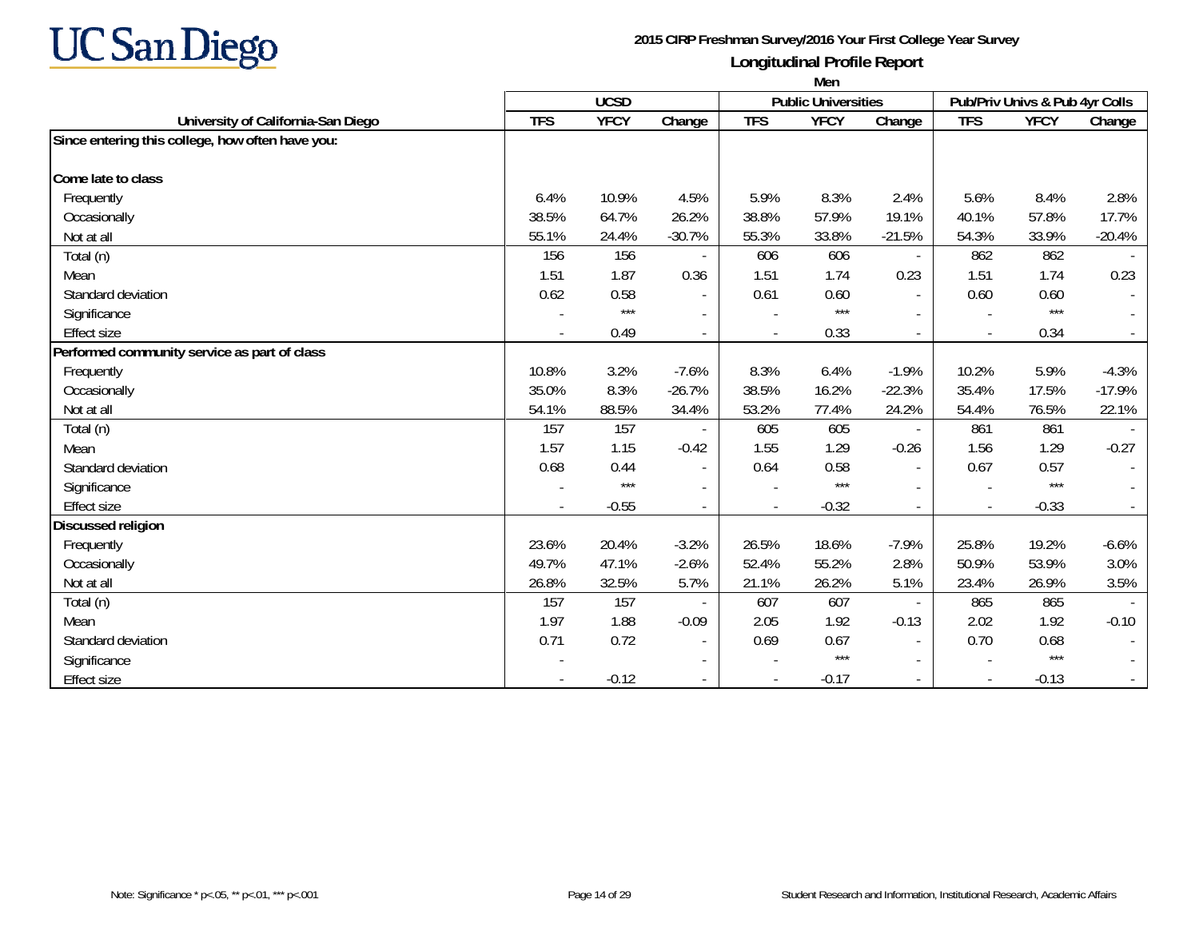**2015 CIRP Freshman Survey/2016 Your First College Year Survey**

**Longitudinal Profile Report**

**Men**

| University of California-San Diego | UCSD | | | Public Universities | | | Pub/Priv Univs & Pub 4yr Colls | | |
|---|---|---|---|---|---|---|---|---|---|
| | TFS | YFCY | Change | TFS | YFCY | Change | TFS | YFCY | Change |
| **Since entering this college, how often have you:** | | | | | | | | | |
| **Come late to class** | | | | | | | | | |
| Frequently | 6.4% | 10.9% | 4.5% | 5.9% | 8.3% | 2.4% | 5.6% | 8.4% | 2.8% |
| Occasionally | 38.5% | 64.7% | 26.2% | 38.8% | 57.9% | 19.1% | 40.1% | 57.8% | 17.7% |
| Not at all | 55.1% | 24.4% | -30.7% | 55.3% | 33.8% | -21.5% | 54.3% | 33.9% | -20.4% |
| Total (n) | 156 | 156 | - | 606 | 606 | - | 862 | 862 | - |
| Mean | 1.51 | 1.87 | 0.36 | 1.51 | 1.74 | 0.23 | 1.51 | 1.74 | 0.23 |
| Standard deviation | 0.62 | 0.58 | - | 0.61 | 0.60 | - | 0.60 | 0.60 | - |
| Significance | - | *** | - | - | *** | - | - | *** | - |
| Effect size | - | 0.49 | - | - | 0.33 | - | - | 0.34 | - |
| **Performed community service as part of class** | | | | | | | | | |
| Frequently | 10.8% | 3.2% | -7.6% | 8.3% | 6.4% | -1.9% | 10.2% | 5.9% | -4.3% |
| Occasionally | 35.0% | 8.3% | -26.7% | 38.5% | 16.2% | -22.3% | 35.4% | 17.5% | -17.9% |
| Not at all | 54.1% | 88.5% | 34.4% | 53.2% | 77.4% | 24.2% | 54.4% | 76.5% | 22.1% |
| Total (n) | 157 | 157 | - | 605 | 605 | - | 861 | 861 | - |
| Mean | 1.57 | 1.15 | -0.42 | 1.55 | 1.29 | -0.26 | 1.56 | 1.29 | -0.27 |
| Standard deviation | 0.68 | 0.44 | - | 0.64 | 0.58 | - | 0.67 | 0.57 | - |
| Significance | - | *** | - | - | *** | - | - | *** | - |
| Effect size | - | -0.55 | - | - | -0.32 | - | - | -0.33 | - |
| **Discussed religion** | | | | | | | | | |
| Frequently | 23.6% | 20.4% | -3.2% | 26.5% | 18.6% | -7.9% | 25.8% | 19.2% | -6.6% |
| Occasionally | 49.7% | 47.1% | -2.6% | 52.4% | 55.2% | 2.8% | 50.9% | 53.9% | 3.0% |
| Not at all | 26.8% | 32.5% | 5.7% | 21.1% | 26.2% | 5.1% | 23.4% | 26.9% | 3.5% |
| Total (n) | 157 | 157 | - | 607 | 607 | - | 865 | 865 | - |
| Mean | 1.97 | 1.88 | -0.09 | 2.05 | 1.92 | -0.13 | 2.02 | 1.92 | -0.10 |
| Standard deviation | 0.71 | 0.72 | - | 0.69 | 0.67 | - | 0.70 | 0.68 | - |
| Significance | - | | - | - | *** | - | - | *** | - |
| Effect size | - | -0.12 | - | - | -0.17 | - | - | -0.13 | - |

Note: Significance * p<.05, ** p<.01, *** p<.001

Student Research and Information, Institutional Research, Academic Affairs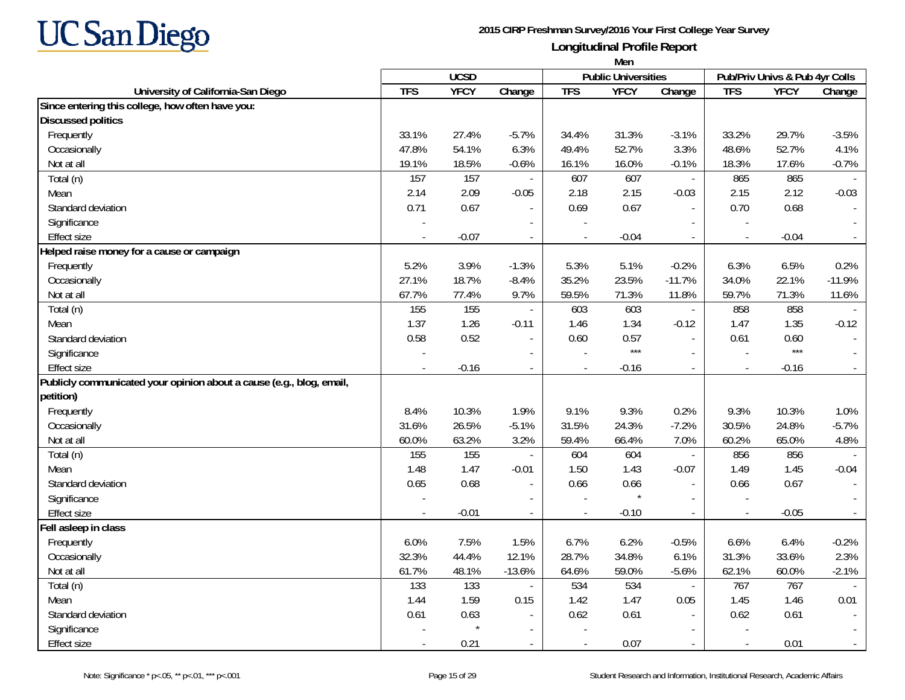**UC San Diego**

**2015 CIRP Freshman Survey/2016 Your First College Year Survey**

**Longitudinal Profile Report**

**Men**

| University of California-San Diego | UCSD | | | Public Universities | | | Pub/Priv Univs & Pub 4yr Colls | | |
|---|---|---|---|---|---|---|---|---|---|
| | TFS | YFCY | Change | TFS | YFCY | Change | TFS | YFCY | Change |
| **Since entering this college, how often have you:** | | | | | | | | | |
| **Discussed politics** | | | | | | | | | |
| Frequently | 33.1% | 27.4% | -5.7% | 34.4% | 31.3% | -3.1% | 33.2% | 29.7% | -3.5% |
| Occasionally | 47.8% | 54.1% | 6.3% | 49.4% | 52.7% | 3.3% | 48.6% | 52.7% | 4.1% |
| Not at all | 19.1% | 18.5% | -0.6% | 16.1% | 16.0% | -0.1% | 18.3% | 17.6% | -0.7% |
| Total (n) | 157 | 157 | - | 607 | 607 | - | 865 | 865 | - |
| Mean | 2.14 | 2.09 | -0.05 | 2.18 | 2.15 | -0.03 | 2.15 | 2.12 | -0.03 |
| Standard deviation | 0.71 | 0.67 | - | 0.69 | 0.67 | - | 0.70 | 0.68 | - |
| Significance | - | | - | - | | - | - | | - |
| Effect size | - | -0.07 | - | - | -0.04 | - | - | -0.04 | - |
| **Helped raise money for a cause or campaign** | | | | | | | | | |
| Frequently | 5.2% | 3.9% | -1.3% | 5.3% | 5.1% | -0.2% | 6.3% | 6.5% | 0.2% |
| Occasionally | 27.1% | 18.7% | -8.4% | 35.2% | 23.5% | -11.7% | 34.0% | 22.1% | -11.9% |
| Not at all | 67.7% | 77.4% | 9.7% | 59.5% | 71.3% | 11.8% | 59.7% | 71.3% | 11.6% |
| Total (n) | 155 | 155 | - | 603 | 603 | - | 858 | 858 | - |
| Mean | 1.37 | 1.26 | -0.11 | 1.46 | 1.34 | -0.12 | 1.47 | 1.35 | -0.12 |
| Standard deviation | 0.58 | 0.52 | - | 0.60 | 0.57 | - | 0.61 | 0.60 | - |
| Significance | - | | - | - | *** | - | - | *** | - |
| Effect size | - | -0.16 | - | - | -0.16 | - | - | -0.16 | - |
| **Publicly communicated your opinion about a cause (e.g., blog, email, petition)** | | | | | | | | | |
| Frequently | 8.4% | 10.3% | 1.9% | 9.1% | 9.3% | 0.2% | 9.3% | 10.3% | 1.0% |
| Occasionally | 31.6% | 26.5% | -5.1% | 31.5% | 24.3% | -7.2% | 30.5% | 24.8% | -5.7% |
| Not at all | 60.0% | 63.2% | 3.2% | 59.4% | 66.4% | 7.0% | 60.2% | 65.0% | 4.8% |
| Total (n) | 155 | 155 | - | 604 | 604 | - | 856 | 856 | - |
| Mean | 1.48 | 1.47 | -0.01 | 1.50 | 1.43 | -0.07 | 1.49 | 1.45 | -0.04 |
| Standard deviation | 0.65 | 0.68 | - | 0.66 | 0.66 | - | 0.66 | 0.67 | - |
| Significance | - | | - | - | * | - | - | | - |
| Effect size | - | -0.01 | - | - | -0.10 | - | - | -0.05 | - |
| **Fell asleep in class** | | | | | | | | | |
| Frequently | 6.0% | 7.5% | 1.5% | 6.7% | 6.2% | -0.5% | 6.6% | 6.4% | -0.2% |
| Occasionally | 32.3% | 44.4% | 12.1% | 28.7% | 34.8% | 6.1% | 31.3% | 33.6% | 2.3% |
| Not at all | 61.7% | 48.1% | -13.6% | 64.6% | 59.0% | -5.6% | 62.1% | 60.0% | -2.1% |
| Total (n) | 133 | 133 | - | 534 | 534 | - | 767 | 767 | - |
| Mean | 1.44 | 1.59 | 0.15 | 1.42 | 1.47 | 0.05 | 1.45 | 1.46 | 0.01 |
| Standard deviation | 0.61 | 0.63 | - | 0.62 | 0.61 | - | 0.62 | 0.61 | - |
| Significance | - | * | - | - | | - | - | | - |
| Effect size | - | 0.21 | - | - | 0.07 | - | - | 0.01 | - |

Note: Significance * p<.05, ** p<.01, *** p<.001

Student Research and Information, Institutional Research, Academic Affairs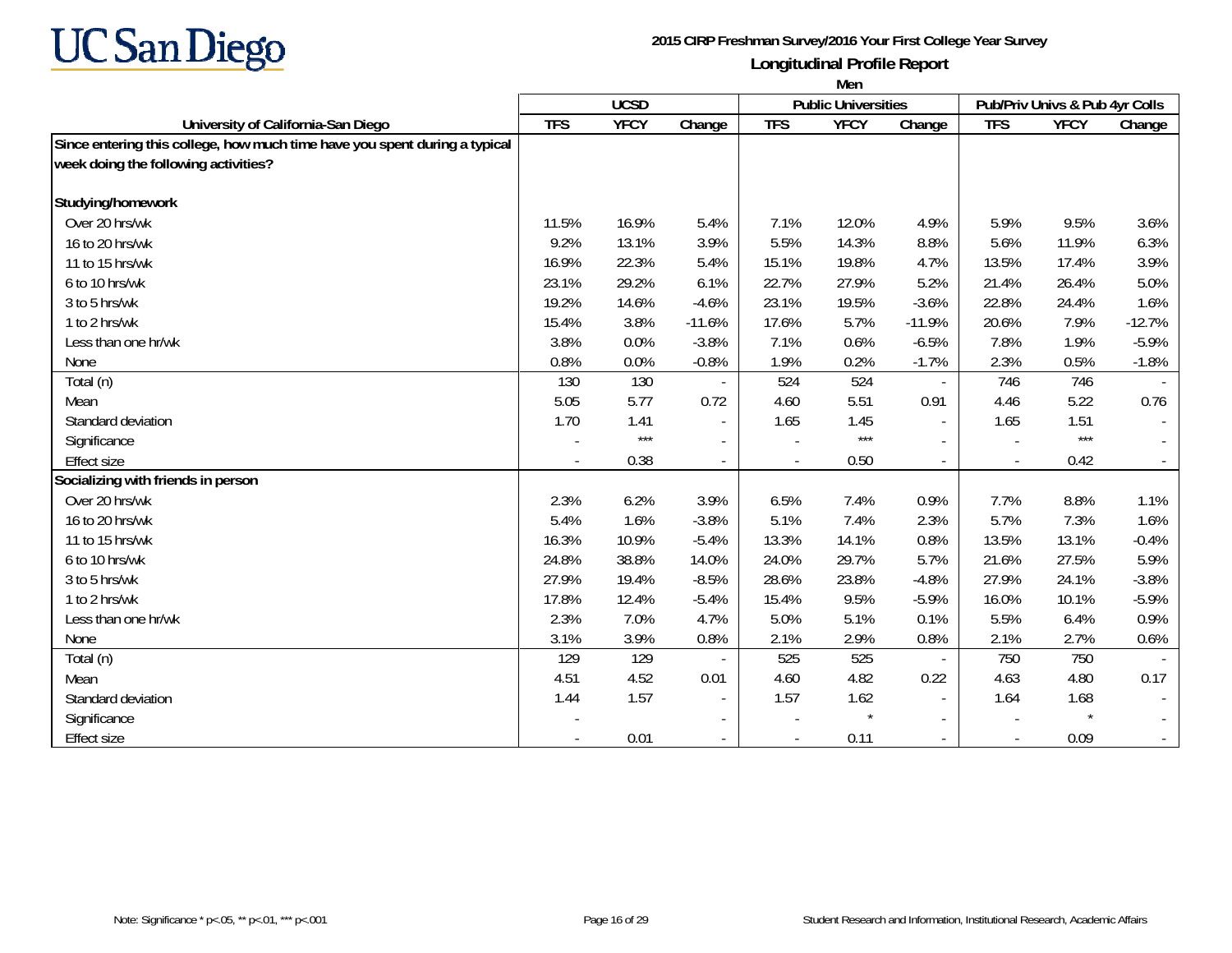# UC San Diego

**2015 CIRP Freshman Survey/2016 Your First College Year Survey**

**Longitudinal Profile Report**

**Men**

| University of California-San Diego | UCSD | | | Public Universities | | | Pub/Priv Univs & Pub 4yr Colls | | |
|---|---|---|---|---|---|---|---|---|---|
| | TFS | YFCY | Change | TFS | YFCY | Change | TFS | YFCY | Change |
| **Since entering this college, how much time have you spent during a typical week doing the following activities?** | | | | | | | | | |
| **Studying/homework** | | | | | | | | | |
| Over 20 hrs/wk | 11.5% | 16.9% | 5.4% | 7.1% | 12.0% | 4.9% | 5.9% | 9.5% | 3.6% |
| 16 to 20 hrs/wk | 9.2% | 13.1% | 3.9% | 5.5% | 14.3% | 8.8% | 5.6% | 11.9% | 6.3% |
| 11 to 15 hrs/wk | 16.9% | 22.3% | 5.4% | 15.1% | 19.8% | 4.7% | 13.5% | 17.4% | 3.9% |
| 6 to 10 hrs/wk | 23.1% | 29.2% | 6.1% | 22.7% | 27.9% | 5.2% | 21.4% | 26.4% | 5.0% |
| 3 to 5 hrs/wk | 19.2% | 14.6% | -4.6% | 23.1% | 19.5% | -3.6% | 22.8% | 24.4% | 1.6% |
| 1 to 2 hrs/wk | 15.4% | 3.8% | -11.6% | 17.6% | 5.7% | -11.9% | 20.6% | 7.9% | -12.7% |
| Less than one hr/wk | 3.8% | 0.0% | -3.8% | 7.1% | 0.6% | -6.5% | 7.8% | 1.9% | -5.9% |
| None | 0.8% | 0.0% | -0.8% | 1.9% | 0.2% | -1.7% | 2.3% | 0.5% | -1.8% |
| Total (n) | 130 | 130 | - | 524 | 524 | - | 746 | 746 | - |
| Mean | 5.05 | 5.77 | 0.72 | 4.60 | 5.51 | 0.91 | 4.46 | 5.22 | 0.76 |
| Standard deviation | 1.70 | 1.41 | - | 1.65 | 1.45 | - | 1.65 | 1.51 | - |
| Significance | - | *** | - | - | *** | - | - | *** | - |
| Effect size | - | 0.38 | - | - | 0.50 | - | - | 0.42 | - |
| **Socializing with friends in person** | | | | | | | | | |
| Over 20 hrs/wk | 2.3% | 6.2% | 3.9% | 6.5% | 7.4% | 0.9% | 7.7% | 8.8% | 1.1% |
| 16 to 20 hrs/wk | 5.4% | 1.6% | -3.8% | 5.1% | 7.4% | 2.3% | 5.7% | 7.3% | 1.6% |
| 11 to 15 hrs/wk | 16.3% | 10.9% | -5.4% | 13.3% | 14.1% | 0.8% | 13.5% | 13.1% | -0.4% |
| 6 to 10 hrs/wk | 24.8% | 38.8% | 14.0% | 24.0% | 29.7% | 5.7% | 21.6% | 27.5% | 5.9% |
| 3 to 5 hrs/wk | 27.9% | 19.4% | -8.5% | 28.6% | 23.8% | -4.8% | 27.9% | 24.1% | -3.8% |
| 1 to 2 hrs/wk | 17.8% | 12.4% | -5.4% | 15.4% | 9.5% | -5.9% | 16.0% | 10.1% | -5.9% |
| Less than one hr/wk | 2.3% | 7.0% | 4.7% | 5.0% | 5.1% | 0.1% | 5.5% | 6.4% | 0.9% |
| None | 3.1% | 3.9% | 0.8% | 2.1% | 2.9% | 0.8% | 2.1% | 2.7% | 0.6% |
| Total (n) | 129 | 129 | - | 525 | 525 | - | 750 | 750 | - |
| Mean | 4.51 | 4.52 | 0.01 | 4.60 | 4.82 | 0.22 | 4.63 | 4.80 | 0.17 |
| Standard deviation | 1.44 | 1.57 | - | 1.57 | 1.62 | - | 1.64 | 1.68 | - |
| Significance | - | | - | - | * | - | - | * | - |
| Effect size | - | 0.01 | - | - | 0.11 | - | - | 0.09 | - |

Note: Significance * p<.05, ** p<.01, *** p<.001

Student Research and Information, Institutional Research, Academic Affairs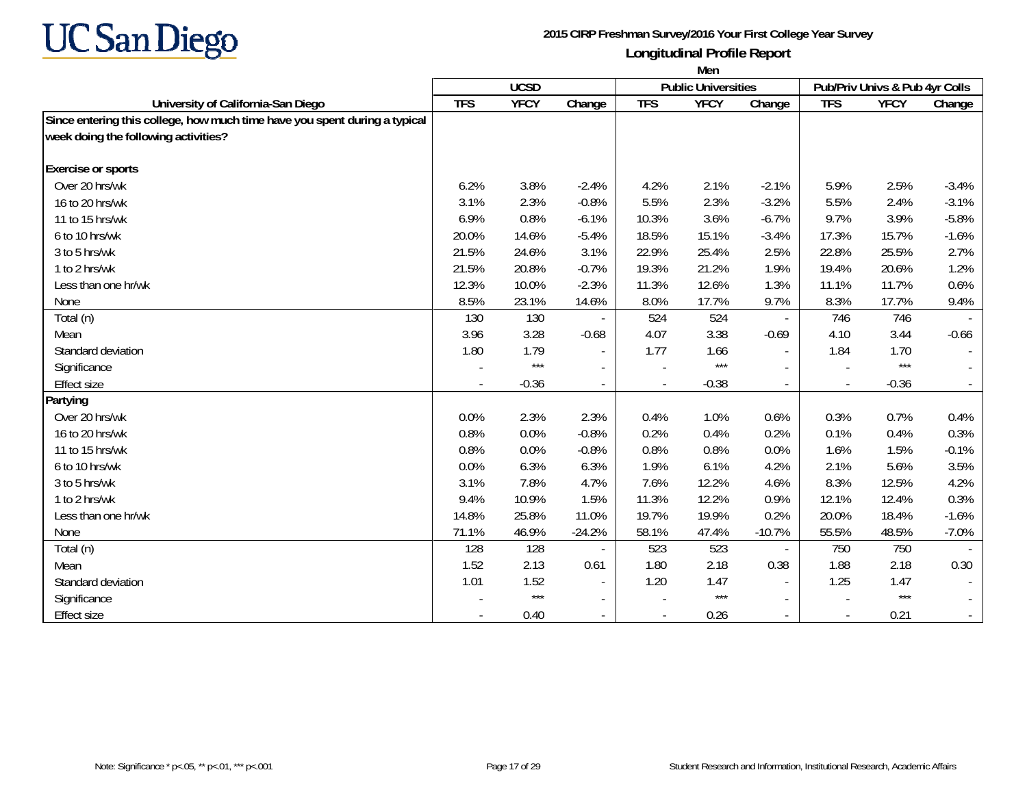**UC San Diego**

**2015 CIRP Freshman Survey/2016 Your First College Year Survey**

**Longitudinal Profile Report**

**Men**

| University of California-San Diego | UCSD | | | Public Universities | | | Pub/Priv Univs & Pub 4yr Colls | | |
|---|---|---|---|---|---|---|---|---|---|
| | TFS | YFCY | Change | TFS | YFCY | Change | TFS | YFCY | Change |
| **Since entering this college, how much time have you spent during a typical week doing the following activities?** | | | | | | | | | |
| **Exercise or sports** | | | | | | | | | |
| Over 20 hrs/wk | 6.2% | 3.8% | -2.4% | 4.2% | 2.1% | -2.1% | 5.9% | 2.5% | -3.4% |
| 16 to 20 hrs/wk | 3.1% | 2.3% | -0.8% | 5.5% | 2.3% | -3.2% | 5.5% | 2.4% | -3.1% |
| 11 to 15 hrs/wk | 6.9% | 0.8% | -6.1% | 10.3% | 3.6% | -6.7% | 9.7% | 3.9% | -5.8% |
| 6 to 10 hrs/wk | 20.0% | 14.6% | -5.4% | 18.5% | 15.1% | -3.4% | 17.3% | 15.7% | -1.6% |
| 3 to 5 hrs/wk | 21.5% | 24.6% | 3.1% | 22.9% | 25.4% | 2.5% | 22.8% | 25.5% | 2.7% |
| 1 to 2 hrs/wk | 21.5% | 20.8% | -0.7% | 19.3% | 21.2% | 1.9% | 19.4% | 20.6% | 1.2% |
| Less than one hr/wk | 12.3% | 10.0% | -2.3% | 11.3% | 12.6% | 1.3% | 11.1% | 11.7% | 0.6% |
| None | 8.5% | 23.1% | 14.6% | 8.0% | 17.7% | 9.7% | 8.3% | 17.7% | 9.4% |
| Total (n) | 130 | 130 | - | 524 | 524 | - | 746 | 746 | - |
| Mean | 3.96 | 3.28 | -0.68 | 4.07 | 3.38 | -0.69 | 4.10 | 3.44 | -0.66 |
| Standard deviation | 1.80 | 1.79 | - | 1.77 | 1.66 | - | 1.84 | 1.70 | - |
| Significance | - | *** | - | - | *** | - | - | *** | - |
| Effect size | - | -0.36 | - | - | -0.38 | - | - | -0.36 | - |
| **Partying** | | | | | | | | | |
| Over 20 hrs/wk | 0.0% | 2.3% | 2.3% | 0.4% | 1.0% | 0.6% | 0.3% | 0.7% | 0.4% |
| 16 to 20 hrs/wk | 0.8% | 0.0% | -0.8% | 0.2% | 0.4% | 0.2% | 0.1% | 0.4% | 0.3% |
| 11 to 15 hrs/wk | 0.8% | 0.0% | -0.8% | 0.8% | 0.8% | 0.0% | 1.6% | 1.5% | -0.1% |
| 6 to 10 hrs/wk | 0.0% | 6.3% | 6.3% | 1.9% | 6.1% | 4.2% | 2.1% | 5.6% | 3.5% |
| 3 to 5 hrs/wk | 3.1% | 7.8% | 4.7% | 7.6% | 12.2% | 4.6% | 8.3% | 12.5% | 4.2% |
| 1 to 2 hrs/wk | 9.4% | 10.9% | 1.5% | 11.3% | 12.2% | 0.9% | 12.1% | 12.4% | 0.3% |
| Less than one hr/wk | 14.8% | 25.8% | 11.0% | 19.7% | 19.9% | 0.2% | 20.0% | 18.4% | -1.6% |
| None | 71.1% | 46.9% | -24.2% | 58.1% | 47.4% | -10.7% | 55.5% | 48.5% | -7.0% |
| Total (n) | 128 | 128 | - | 523 | 523 | - | 750 | 750 | - |
| Mean | 1.52 | 2.13 | 0.61 | 1.80 | 2.18 | 0.38 | 1.88 | 2.18 | 0.30 |
| Standard deviation | 1.01 | 1.52 | - | 1.20 | 1.47 | - | 1.25 | 1.47 | - |
| Significance | - | *** | - | - | *** | - | - | *** | - |
| Effect size | - | 0.40 | - | - | 0.26 | - | - | 0.21 | - |

Note: Significance * p<.05, ** p<.01, *** p<.001

Student Research and Information, Institutional Research, Academic Affairs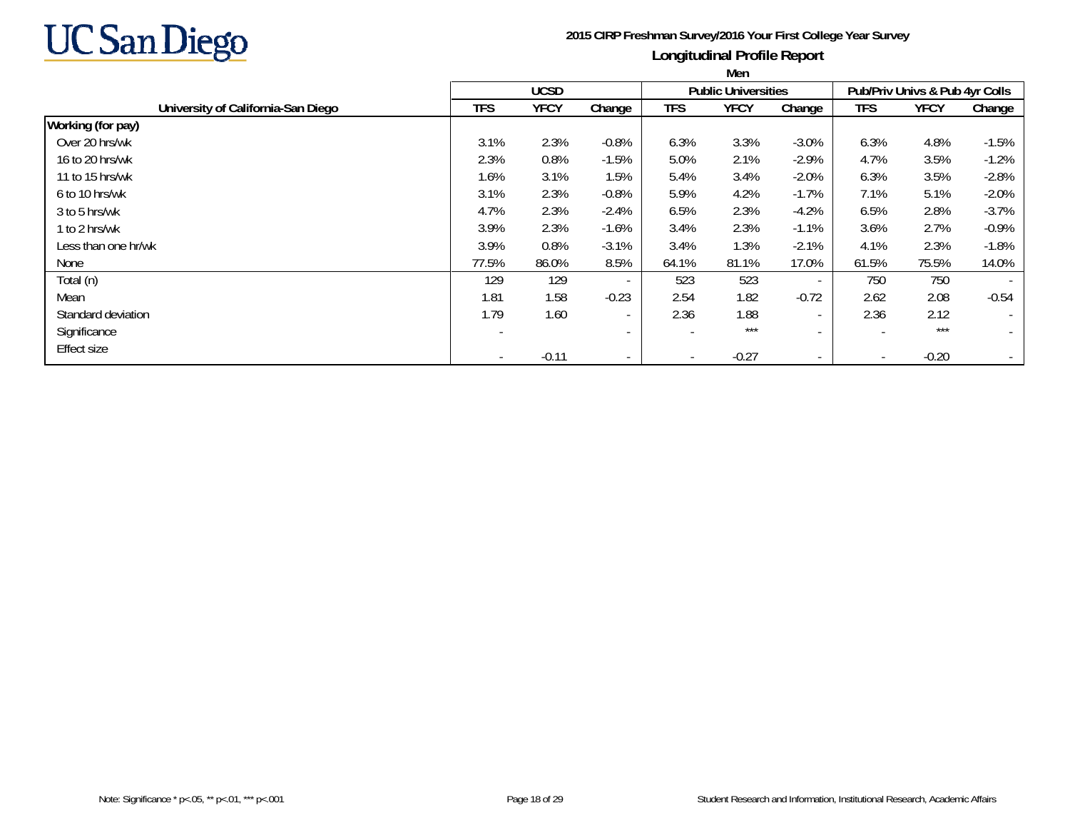UC San Diego

**2015 CIRP Freshman Survey/2016 Your First College Year Survey**

**Longitudinal Profile Report**

**Men**

| University of California-San Diego | UCSD | | | Public Universities | | | Pub/Priv Univs & Pub 4yr Colls | | |
|---|---|---|---|---|---|---|---|---|---|
| | TFS | YFCY | Change | TFS | YFCY | Change | TFS | YFCY | Change |
| **Working (for pay)** | | | | | | | | | |
| Over 20 hrs/wk | 3.1% | 2.3% | -0.8% | 6.3% | 3.3% | -3.0% | 6.3% | 4.8% | -1.5% |
| 16 to 20 hrs/wk | 2.3% | 0.8% | -1.5% | 5.0% | 2.1% | -2.9% | 4.7% | 3.5% | -1.2% |
| 11 to 15 hrs/wk | 1.6% | 3.1% | 1.5% | 5.4% | 3.4% | -2.0% | 6.3% | 3.5% | -2.8% |
| 6 to 10 hrs/wk | 3.1% | 2.3% | -0.8% | 5.9% | 4.2% | -1.7% | 7.1% | 5.1% | -2.0% |
| 3 to 5 hrs/wk | 4.7% | 2.3% | -2.4% | 6.5% | 2.3% | -4.2% | 6.5% | 2.8% | -3.7% |
| 1 to 2 hrs/wk | 3.9% | 2.3% | -1.6% | 3.4% | 2.3% | -1.1% | 3.6% | 2.7% | -0.9% |
| Less than one hr/wk | 3.9% | 0.8% | -3.1% | 3.4% | 1.3% | -2.1% | 4.1% | 2.3% | -1.8% |
| None | 77.5% | 86.0% | 8.5% | 64.1% | 81.1% | 17.0% | 61.5% | 75.5% | 14.0% |
| Total (n) | 129 | 129 | - | 523 | 523 | - | 750 | 750 | - |
| Mean | 1.81 | 1.58 | -0.23 | 2.54 | 1.82 | -0.72 | 2.62 | 2.08 | -0.54 |
| Standard deviation | 1.79 | 1.60 | - | 2.36 | 1.88 | - | 2.36 | 2.12 | - |
| Significance | - | | - | - | *** | - | - | *** | - |
| Effect size | - | -0.11 | - | - | -0.27 | - | - | -0.20 | - |

Note: Significance * p<.05, ** p<.01, *** p<.001

Student Research and Information, Institutional Research, Academic Affairs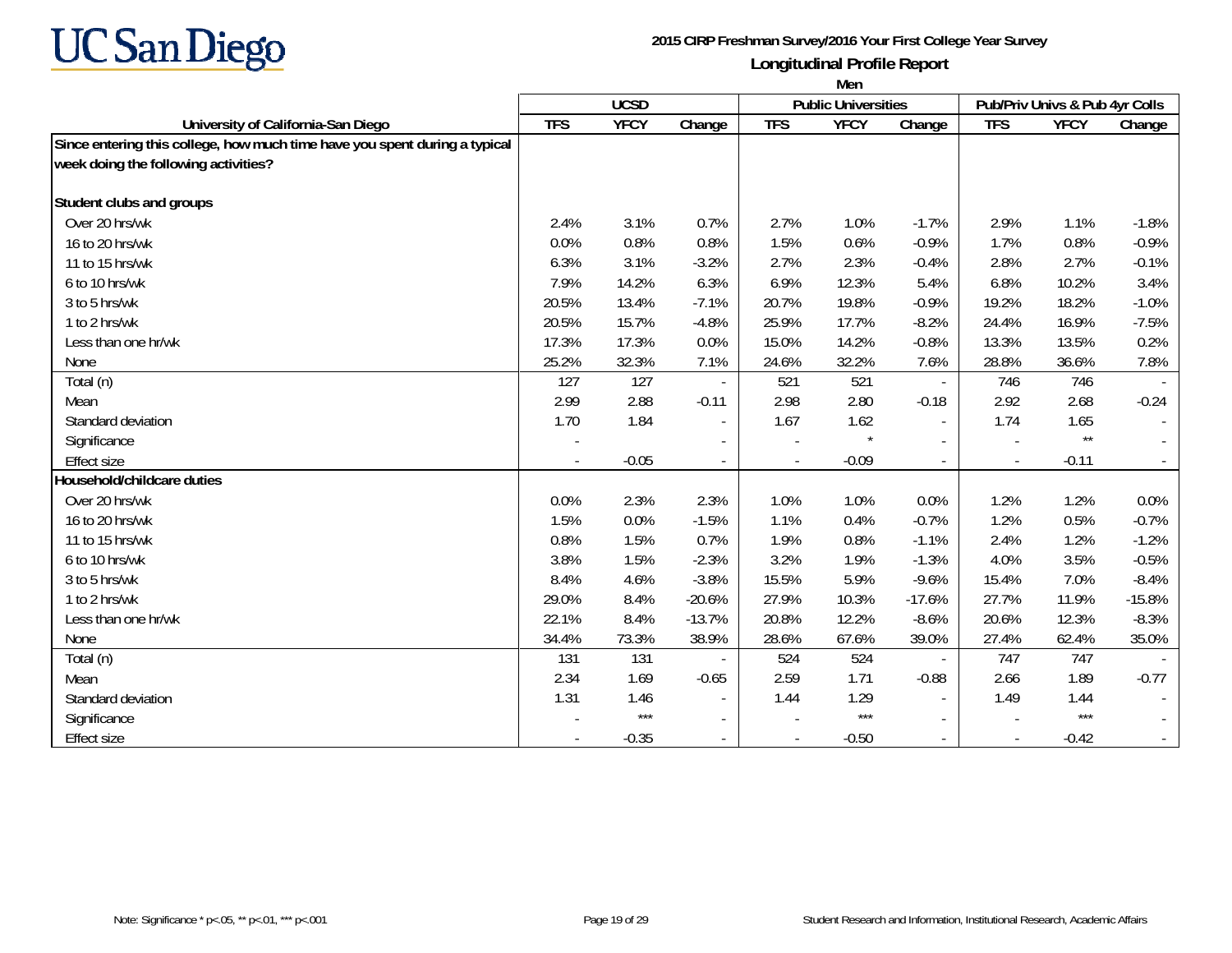# UC San Diego

**2015 CIRP Freshman Survey/2016 Your First College Year Survey**

**Longitudinal Profile Report**

**Men**

| University of California-San Diego | UCSD | | | Public Universities | | | Pub/Priv Univs & Pub 4yr Colls | | |
|---|---|---|---|---|---|---|---|---|---|
| | TFS | YFCY | Change | TFS | YFCY | Change | TFS | YFCY | Change |
| **Since entering this college, how much time have you spent during a typical week doing the following activities?** | | | | | | | | | |
| **Student clubs and groups** | | | | | | | | | |
| Over 20 hrs/wk | 2.4% | 3.1% | 0.7% | 2.7% | 1.0% | -1.7% | 2.9% | 1.1% | -1.8% |
| 16 to 20 hrs/wk | 0.0% | 0.8% | 0.8% | 1.5% | 0.6% | -0.9% | 1.7% | 0.8% | -0.9% |
| 11 to 15 hrs/wk | 6.3% | 3.1% | -3.2% | 2.7% | 2.3% | -0.4% | 2.8% | 2.7% | -0.1% |
| 6 to 10 hrs/wk | 7.9% | 14.2% | 6.3% | 6.9% | 12.3% | 5.4% | 6.8% | 10.2% | 3.4% |
| 3 to 5 hrs/wk | 20.5% | 13.4% | -7.1% | 20.7% | 19.8% | -0.9% | 19.2% | 18.2% | -1.0% |
| 1 to 2 hrs/wk | 20.5% | 15.7% | -4.8% | 25.9% | 17.7% | -8.2% | 24.4% | 16.9% | -7.5% |
| Less than one hr/wk | 17.3% | 17.3% | 0.0% | 15.0% | 14.2% | -0.8% | 13.3% | 13.5% | 0.2% |
| None | 25.2% | 32.3% | 7.1% | 24.6% | 32.2% | 7.6% | 28.8% | 36.6% | 7.8% |
| Total (n) | 127 | 127 | - | 521 | 521 | - | 746 | 746 | - |
| Mean | 2.99 | 2.88 | -0.11 | 2.98 | 2.80 | -0.18 | 2.92 | 2.68 | -0.24 |
| Standard deviation | 1.70 | 1.84 | - | 1.67 | 1.62 | - | 1.74 | 1.65 | - |
| Significance | - | | - | - | * | - | - | ** | - |
| Effect size | - | -0.05 | - | - | -0.09 | - | - | -0.11 | - |
| **Household/childcare duties** | | | | | | | | | |
| Over 20 hrs/wk | 0.0% | 2.3% | 2.3% | 1.0% | 1.0% | 0.0% | 1.2% | 1.2% | 0.0% |
| 16 to 20 hrs/wk | 1.5% | 0.0% | -1.5% | 1.1% | 0.4% | -0.7% | 1.2% | 0.5% | -0.7% |
| 11 to 15 hrs/wk | 0.8% | 1.5% | 0.7% | 1.9% | 0.8% | -1.1% | 2.4% | 1.2% | -1.2% |
| 6 to 10 hrs/wk | 3.8% | 1.5% | -2.3% | 3.2% | 1.9% | -1.3% | 4.0% | 3.5% | -0.5% |
| 3 to 5 hrs/wk | 8.4% | 4.6% | -3.8% | 15.5% | 5.9% | -9.6% | 15.4% | 7.0% | -8.4% |
| 1 to 2 hrs/wk | 29.0% | 8.4% | -20.6% | 27.9% | 10.3% | -17.6% | 27.7% | 11.9% | -15.8% |
| Less than one hr/wk | 22.1% | 8.4% | -13.7% | 20.8% | 12.2% | -8.6% | 20.6% | 12.3% | -8.3% |
| None | 34.4% | 73.3% | 38.9% | 28.6% | 67.6% | 39.0% | 27.4% | 62.4% | 35.0% |
| Total (n) | 131 | 131 | - | 524 | 524 | - | 747 | 747 | - |
| Mean | 2.34 | 1.69 | -0.65 | 2.59 | 1.71 | -0.88 | 2.66 | 1.89 | -0.77 |
| Standard deviation | 1.31 | 1.46 | - | 1.44 | 1.29 | - | 1.49 | 1.44 | - |
| Significance | - | *** | - | - | *** | - | - | *** | - |
| Effect size | - | -0.35 | - | - | -0.50 | - | - | -0.42 | - |

Note: Significance * p<.05, ** p<.01, *** p<.001

Student Research and Information, Institutional Research, Academic Affairs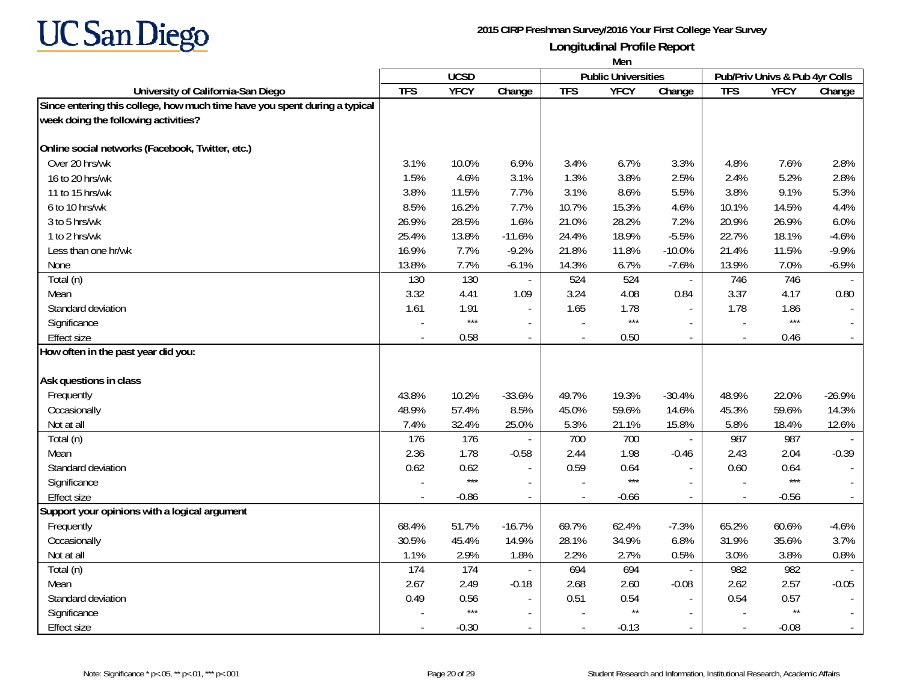# UC San Diego

**2015 CIRP Freshman Survey/2016 Your First College Year Survey**

**Longitudinal Profile Report**

**Men**

| University of California-San Diego | UCSD | | | Public Universities | | | Pub/Priv Univs & Pub 4yr Colls | | |
|---|---|---|---|---|---|---|---|---|---|
| | TFS | YFCY | Change | TFS | YFCY | Change | TFS | YFCY | Change |
| **Since entering this college, how much time have you spent during a typical week doing the following activities?** | | | | | | | | | |
| **Online social networks (Facebook, Twitter, etc.)** | | | | | | | | | |
| Over 20 hrs/wk | 3.1% | 10.0% | 6.9% | 3.4% | 6.7% | 3.3% | 4.8% | 7.6% | 2.8% |
| 16 to 20 hrs/wk | 1.5% | 4.6% | 3.1% | 1.3% | 3.8% | 2.5% | 2.4% | 5.2% | 2.8% |
| 11 to 15 hrs/wk | 3.8% | 11.5% | 7.7% | 3.1% | 8.6% | 5.5% | 3.8% | 9.1% | 5.3% |
| 6 to 10 hrs/wk | 8.5% | 16.2% | 7.7% | 10.7% | 15.3% | 4.6% | 10.1% | 14.5% | 4.4% |
| 3 to 5 hrs/wk | 26.9% | 28.5% | 1.6% | 21.0% | 28.2% | 7.2% | 20.9% | 26.9% | 6.0% |
| 1 to 2 hrs/wk | 25.4% | 13.8% | -11.6% | 24.4% | 18.9% | -5.5% | 22.7% | 18.1% | -4.6% |
| Less than one hr/wk | 16.9% | 7.7% | -9.2% | 21.8% | 11.8% | -10.0% | 21.4% | 11.5% | -9.9% |
| None | 13.8% | 7.7% | -6.1% | 14.3% | 6.7% | -7.6% | 13.9% | 7.0% | -6.9% |
| Total (n) | 130 | 130 | - | 524 | 524 | - | 746 | 746 | - |
| Mean | 3.32 | 4.41 | 1.09 | 3.24 | 4.08 | 0.84 | 3.37 | 4.17 | 0.80 |
| Standard deviation | 1.61 | 1.91 | - | 1.65 | 1.78 | - | 1.78 | 1.86 | - |
| Significance | - | *** | - | - | *** | - | - | *** | - |
| Effect size | - | 0.58 | - | - | 0.50 | - | - | 0.46 | - |
| **How often in the past year did you:** | | | | | | | | | |
| **Ask questions in class** | | | | | | | | | |
| Frequently | 43.8% | 10.2% | -33.6% | 49.7% | 19.3% | -30.4% | 48.9% | 22.0% | -26.9% |
| Occasionally | 48.9% | 57.4% | 8.5% | 45.0% | 59.6% | 14.6% | 45.3% | 59.6% | 14.3% |
| Not at all | 7.4% | 32.4% | 25.0% | 5.3% | 21.1% | 15.8% | 5.8% | 18.4% | 12.6% |
| Total (n) | 176 | 176 | - | 700 | 700 | - | 987 | 987 | - |
| Mean | 2.36 | 1.78 | -0.58 | 2.44 | 1.98 | -0.46 | 2.43 | 2.04 | -0.39 |
| Standard deviation | 0.62 | 0.62 | - | 0.59 | 0.64 | - | 0.60 | 0.64 | - |
| Significance | - | *** | - | - | *** | - | - | *** | - |
| Effect size | - | -0.86 | - | - | -0.66 | - | - | -0.56 | - |
| **Support your opinions with a logical argument** | | | | | | | | | |
| Frequently | 68.4% | 51.7% | -16.7% | 69.7% | 62.4% | -7.3% | 65.2% | 60.6% | -4.6% |
| Occasionally | 30.5% | 45.4% | 14.9% | 28.1% | 34.9% | 6.8% | 31.9% | 35.6% | 3.7% |
| Not at all | 1.1% | 2.9% | 1.8% | 2.2% | 2.7% | 0.5% | 3.0% | 3.8% | 0.8% |
| Total (n) | 174 | 174 | - | 694 | 694 | - | 982 | 982 | - |
| Mean | 2.67 | 2.49 | -0.18 | 2.68 | 2.60 | -0.08 | 2.62 | 2.57 | -0.05 |
| Standard deviation | 0.49 | 0.56 | - | 0.51 | 0.54 | - | 0.54 | 0.57 | - |
| Significance | - | *** | - | - | ** | - | - | ** | - |
| Effect size | - | -0.30 | - | - | -0.13 | - | - | -0.08 | - |

Note: Significance * p<.05, ** p<.01, *** p<.001

Student Research and Information, Institutional Research, Academic Affairs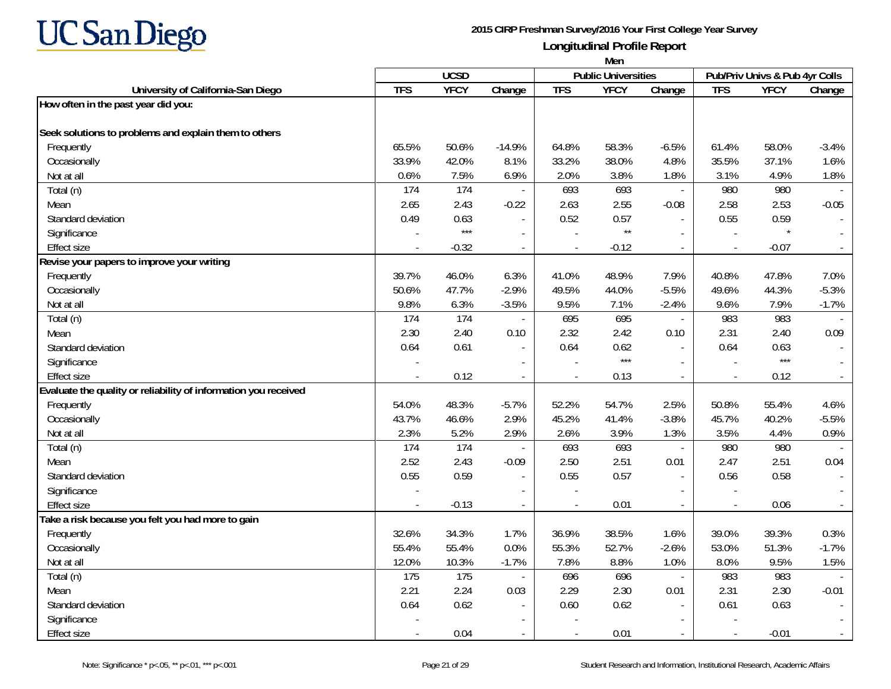UC San Diego

**2015 CIRP Freshman Survey/2016 Your First College Year Survey**

**Longitudinal Profile Report**

**Men**

| University of California-San Diego | UCSD | | | Public Universities | | | Pub/Priv Univs & Pub 4yr Colls | | |
|---|---|---|---|---|---|---|---|---|---|
| | TFS | YFCY | Change | TFS | YFCY | Change | TFS | YFCY | Change |
| **How often in the past year did you:** | | | | | | | | | |
| **Seek solutions to problems and explain them to others** | | | | | | | | | |
| Frequently | 65.5% | 50.6% | -14.9% | 64.8% | 58.3% | -6.5% | 61.4% | 58.0% | -3.4% |
| Occasionally | 33.9% | 42.0% | 8.1% | 33.2% | 38.0% | 4.8% | 35.5% | 37.1% | 1.6% |
| Not at all | 0.6% | 7.5% | 6.9% | 2.0% | 3.8% | 1.8% | 3.1% | 4.9% | 1.8% |
| Total (n) | 174 | 174 | - | 693 | 693 | - | 980 | 980 | - |
| Mean | 2.65 | 2.43 | -0.22 | 2.63 | 2.55 | -0.08 | 2.58 | 2.53 | -0.05 |
| Standard deviation | 0.49 | 0.63 | - | 0.52 | 0.57 | - | 0.55 | 0.59 | - |
| Significance | - | *** | - | - | ** | - | - | * | - |
| Effect size | - | -0.32 | - | - | -0.12 | - | - | -0.07 | - |
| **Revise your papers to improve your writing** | | | | | | | | | |
| Frequently | 39.7% | 46.0% | 6.3% | 41.0% | 48.9% | 7.9% | 40.8% | 47.8% | 7.0% |
| Occasionally | 50.6% | 47.7% | -2.9% | 49.5% | 44.0% | -5.5% | 49.6% | 44.3% | -5.3% |
| Not at all | 9.8% | 6.3% | -3.5% | 9.5% | 7.1% | -2.4% | 9.6% | 7.9% | -1.7% |
| Total (n) | 174 | 174 | - | 695 | 695 | - | 983 | 983 | - |
| Mean | 2.30 | 2.40 | 0.10 | 2.32 | 2.42 | 0.10 | 2.31 | 2.40 | 0.09 |
| Standard deviation | 0.64 | 0.61 | - | 0.64 | 0.62 | - | 0.64 | 0.63 | - |
| Significance | - | | - | - | *** | - | - | *** | - |
| Effect size | - | 0.12 | - | - | 0.13 | - | - | 0.12 | - |
| **Evaluate the quality or reliability of information you received** | | | | | | | | | |
| Frequently | 54.0% | 48.3% | -5.7% | 52.2% | 54.7% | 2.5% | 50.8% | 55.4% | 4.6% |
| Occasionally | 43.7% | 46.6% | 2.9% | 45.2% | 41.4% | -3.8% | 45.7% | 40.2% | -5.5% |
| Not at all | 2.3% | 5.2% | 2.9% | 2.6% | 3.9% | 1.3% | 3.5% | 4.4% | 0.9% |
| Total (n) | 174 | 174 | - | 693 | 693 | - | 980 | 980 | - |
| Mean | 2.52 | 2.43 | -0.09 | 2.50 | 2.51 | 0.01 | 2.47 | 2.51 | 0.04 |
| Standard deviation | 0.55 | 0.59 | - | 0.55 | 0.57 | - | 0.56 | 0.58 | - |
| Significance | - | | - | - | | - | - | | - |
| Effect size | - | -0.13 | - | - | 0.01 | - | - | 0.06 | - |
| **Take a risk because you felt you had more to gain** | | | | | | | | | |
| Frequently | 32.6% | 34.3% | 1.7% | 36.9% | 38.5% | 1.6% | 39.0% | 39.3% | 0.3% |
| Occasionally | 55.4% | 55.4% | 0.0% | 55.3% | 52.7% | -2.6% | 53.0% | 51.3% | -1.7% |
| Not at all | 12.0% | 10.3% | -1.7% | 7.8% | 8.8% | 1.0% | 8.0% | 9.5% | 1.5% |
| Total (n) | 175 | 175 | - | 696 | 696 | - | 983 | 983 | - |
| Mean | 2.21 | 2.24 | 0.03 | 2.29 | 2.30 | 0.01 | 2.31 | 2.30 | -0.01 |
| Standard deviation | 0.64 | 0.62 | - | 0.60 | 0.62 | - | 0.61 | 0.63 | - |
| Significance | - | | - | - | | - | - | | - |
| Effect size | - | 0.04 | - | - | 0.01 | - | - | -0.01 | - |

Note: Significance * p<.05, ** p<.01, *** p<.001

Student Research and Information, Institutional Research, Academic Affairs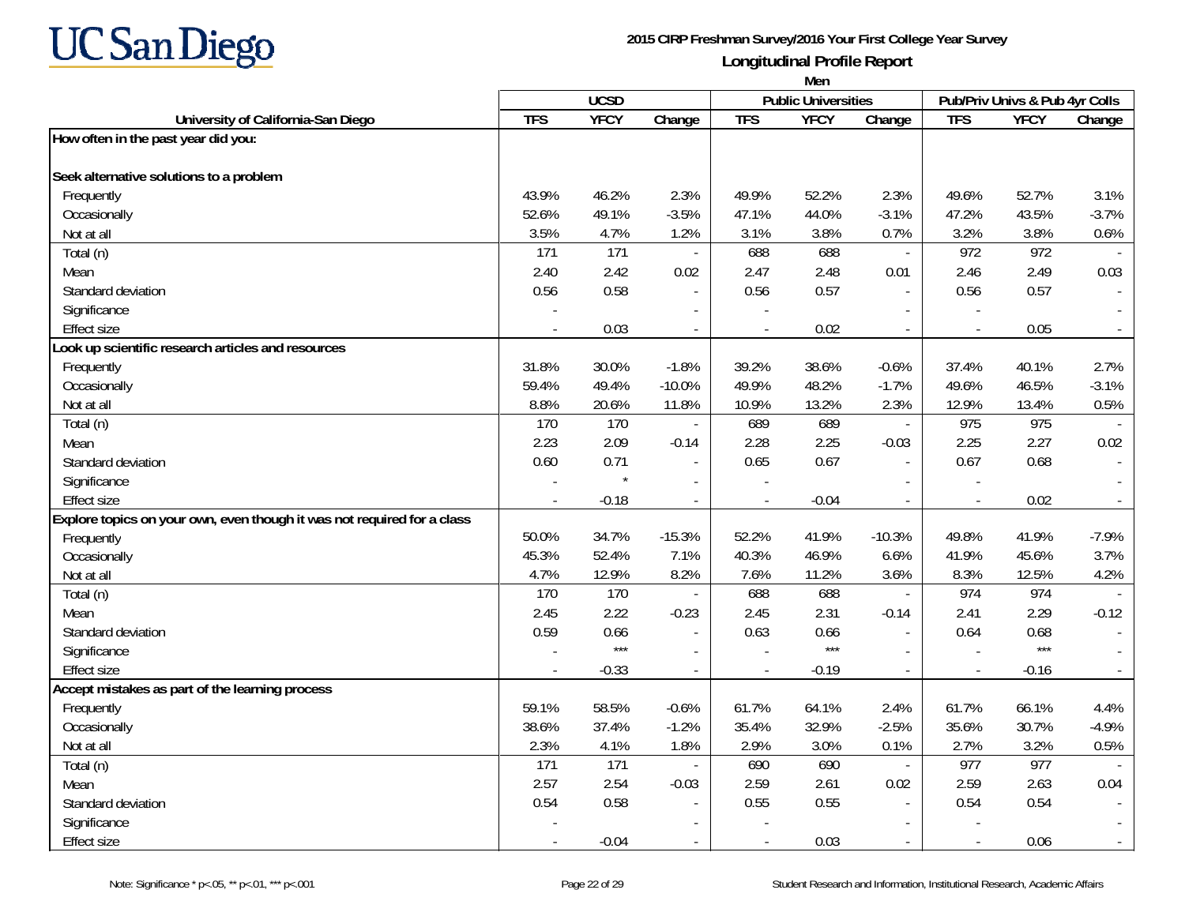# 2015 CIRP Freshman Survey/2016 Your First College Year Survey

## Longitudinal Profile Report

### Men

| University of California-San Diego | UCSD | | | Public Universities | | | Pub/Priv Univs & Pub 4yr Colls | | |
|---|---|---|---|---|---|---|---|---|---|
| | TFS | YFCY | Change | TFS | YFCY | Change | TFS | YFCY | Change |
| **How often in the past year did you:** | | | | | | | | | |
| **Seek alternative solutions to a problem** | | | | | | | | | |
| Frequently | 43.9% | 46.2% | 2.3% | 49.9% | 52.2% | 2.3% | 49.6% | 52.7% | 3.1% |
| Occasionally | 52.6% | 49.1% | -3.5% | 47.1% | 44.0% | -3.1% | 47.2% | 43.5% | -3.7% |
| Not at all | 3.5% | 4.7% | 1.2% | 3.1% | 3.8% | 0.7% | 3.2% | 3.8% | 0.6% |
| Total (n) | 171 | 171 | - | 688 | 688 | - | 972 | 972 | - |
| Mean | 2.40 | 2.42 | 0.02 | 2.47 | 2.48 | 0.01 | 2.46 | 2.49 | 0.03 |
| Standard deviation | 0.56 | 0.58 | - | 0.56 | 0.57 | - | 0.56 | 0.57 | - |
| Significance | - | | - | - | | - | - | | - |
| Effect size | - | 0.03 | - | - | 0.02 | - | - | 0.05 | - |
| **Look up scientific research articles and resources** | | | | | | | | | |
| Frequently | 31.8% | 30.0% | -1.8% | 39.2% | 38.6% | -0.6% | 37.4% | 40.1% | 2.7% |
| Occasionally | 59.4% | 49.4% | -10.0% | 49.9% | 48.2% | -1.7% | 49.6% | 46.5% | -3.1% |
| Not at all | 8.8% | 20.6% | 11.8% | 10.9% | 13.2% | 2.3% | 12.9% | 13.4% | 0.5% |
| Total (n) | 170 | 170 | - | 689 | 689 | - | 975 | 975 | - |
| Mean | 2.23 | 2.09 | -0.14 | 2.28 | 2.25 | -0.03 | 2.25 | 2.27 | 0.02 |
| Standard deviation | 0.60 | 0.71 | - | 0.65 | 0.67 | - | 0.67 | 0.68 | - |
| Significance | - | * | - | - | | - | - | | - |
| Effect size | - | -0.18 | - | - | -0.04 | - | - | 0.02 | - |
| **Explore topics on your own, even though it was not required for a class** | | | | | | | | | |
| Frequently | 50.0% | 34.7% | -15.3% | 52.2% | 41.9% | -10.3% | 49.8% | 41.9% | -7.9% |
| Occasionally | 45.3% | 52.4% | 7.1% | 40.3% | 46.9% | 6.6% | 41.9% | 45.6% | 3.7% |
| Not at all | 4.7% | 12.9% | 8.2% | 7.6% | 11.2% | 3.6% | 8.3% | 12.5% | 4.2% |
| Total (n) | 170 | 170 | - | 688 | 688 | - | 974 | 974 | - |
| Mean | 2.45 | 2.22 | -0.23 | 2.45 | 2.31 | -0.14 | 2.41 | 2.29 | -0.12 |
| Standard deviation | 0.59 | 0.66 | - | 0.63 | 0.66 | - | 0.64 | 0.68 | - |
| Significance | - | *** | - | - | *** | - | - | *** | - |
| Effect size | - | -0.33 | - | - | -0.19 | - | - | -0.16 | - |
| **Accept mistakes as part of the learning process** | | | | | | | | | |
| Frequently | 59.1% | 58.5% | -0.6% | 61.7% | 64.1% | 2.4% | 61.7% | 66.1% | 4.4% |
| Occasionally | 38.6% | 37.4% | -1.2% | 35.4% | 32.9% | -2.5% | 35.6% | 30.7% | -4.9% |
| Not at all | 2.3% | 4.1% | 1.8% | 2.9% | 3.0% | 0.1% | 2.7% | 3.2% | 0.5% |
| Total (n) | 171 | 171 | - | 690 | 690 | - | 977 | 977 | - |
| Mean | 2.57 | 2.54 | -0.03 | 2.59 | 2.61 | 0.02 | 2.59 | 2.63 | 0.04 |
| Standard deviation | 0.54 | 0.58 | - | 0.55 | 0.55 | - | 0.54 | 0.54 | - |
| Significance | - | | - | - | | - | - | | - |
| Effect size | - | -0.04 | - | - | 0.03 | - | - | 0.06 | - |

Note: Significance * p<.05, ** p<.01, *** p<.001

Student Research and Information, Institutional Research, Academic Affairs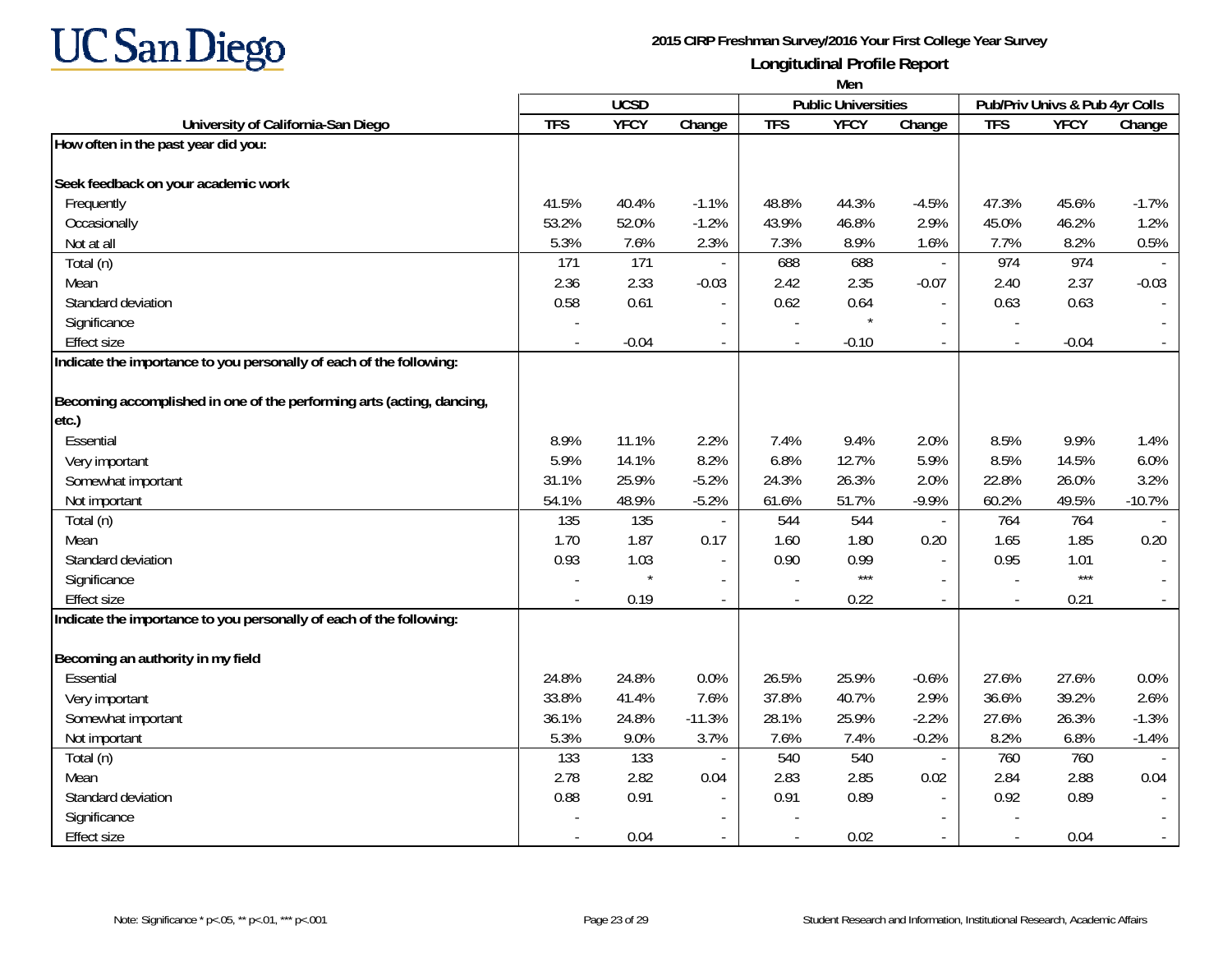# 2015 CIRP Freshman Survey/2016 Your First College Year Survey

## Longitudinal Profile Report

### Men

| University of California-San Diego | UCSD | | | Public Universities | | | Pub/Priv Univs & Pub 4yr Colls | | |
|---|---|---|---|---|---|---|---|---|---|
| | TFS | YFCY | Change | TFS | YFCY | Change | TFS | YFCY | Change |
| **How often in the past year did you:** | | | | | | | | | |
| **Seek feedback on your academic work** | | | | | | | | | |
| Frequently | 41.5% | 40.4% | -1.1% | 48.8% | 44.3% | -4.5% | 47.3% | 45.6% | -1.7% |
| Occasionally | 53.2% | 52.0% | -1.2% | 43.9% | 46.8% | 2.9% | 45.0% | 46.2% | 1.2% |
| Not at all | 5.3% | 7.6% | 2.3% | 7.3% | 8.9% | 1.6% | 7.7% | 8.2% | 0.5% |
| Total (n) | 171 | 171 | - | 688 | 688 | - | 974 | 974 | - |
| Mean | 2.36 | 2.33 | -0.03 | 2.42 | 2.35 | -0.07 | 2.40 | 2.37 | -0.03 |
| Standard deviation | 0.58 | 0.61 | - | 0.62 | 0.64 | - | 0.63 | 0.63 | - |
| Significance | - | | - | - | * | - | - | | - |
| Effect size | - | -0.04 | - | - | -0.10 | - | - | -0.04 | - |
| **Indicate the importance to you personally of each of the following:** | | | | | | | | | |
| **Becoming accomplished in one of the performing arts (acting, dancing, etc.)** | | | | | | | | | |
| Essential | 8.9% | 11.1% | 2.2% | 7.4% | 9.4% | 2.0% | 8.5% | 9.9% | 1.4% |
| Very important | 5.9% | 14.1% | 8.2% | 6.8% | 12.7% | 5.9% | 8.5% | 14.5% | 6.0% |
| Somewhat important | 31.1% | 25.9% | -5.2% | 24.3% | 26.3% | 2.0% | 22.8% | 26.0% | 3.2% |
| Not important | 54.1% | 48.9% | -5.2% | 61.6% | 51.7% | -9.9% | 60.2% | 49.5% | -10.7% |
| Total (n) | 135 | 135 | - | 544 | 544 | - | 764 | 764 | - |
| Mean | 1.70 | 1.87 | 0.17 | 1.60 | 1.80 | 0.20 | 1.65 | 1.85 | 0.20 |
| Standard deviation | 0.93 | 1.03 | - | 0.90 | 0.99 | - | 0.95 | 1.01 | - |
| Significance | - | * | - | - | *** | - | - | *** | - |
| Effect size | - | 0.19 | - | - | 0.22 | - | - | 0.21 | - |
| **Indicate the importance to you personally of each of the following:** | | | | | | | | | |
| **Becoming an authority in my field** | | | | | | | | | |
| Essential | 24.8% | 24.8% | 0.0% | 26.5% | 25.9% | -0.6% | 27.6% | 27.6% | 0.0% |
| Very important | 33.8% | 41.4% | 7.6% | 37.8% | 40.7% | 2.9% | 36.6% | 39.2% | 2.6% |
| Somewhat important | 36.1% | 24.8% | -11.3% | 28.1% | 25.9% | -2.2% | 27.6% | 26.3% | -1.3% |
| Not important | 5.3% | 9.0% | 3.7% | 7.6% | 7.4% | -0.2% | 8.2% | 6.8% | -1.4% |
| Total (n) | 133 | 133 | - | 540 | 540 | - | 760 | 760 | - |
| Mean | 2.78 | 2.82 | 0.04 | 2.83 | 2.85 | 0.02 | 2.84 | 2.88 | 0.04 |
| Standard deviation | 0.88 | 0.91 | - | 0.91 | 0.89 | - | 0.92 | 0.89 | - |
| Significance | - | | - | - | | - | - | | - |
| Effect size | - | 0.04 | - | - | 0.02 | - | - | 0.04 | - |

Note: Significance * p<.05, ** p<.01, *** p<.001

Student Research and Information, Institutional Research, Academic Affairs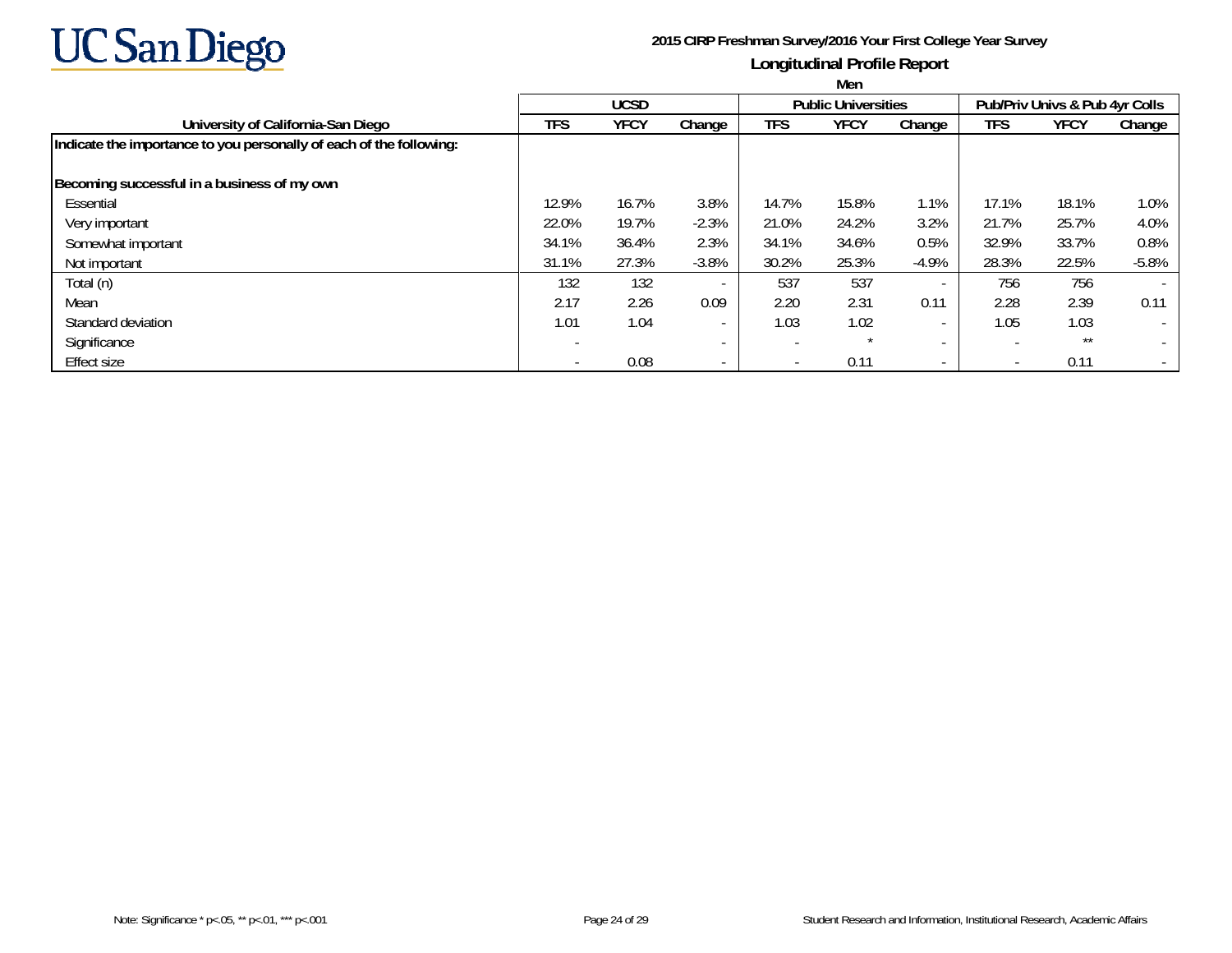# UC San Diego

**2015 CIRP Freshman Survey/2016 Your First College Year Survey**

**Longitudinal Profile Report**

**Men**

| University of California-San Diego | UCSD | | | Public Universities | | | Pub/Priv Univs & Pub 4yr Colls | | |
|---|---|---|---|---|---|---|---|---|---|
| | TFS | YFCY | Change | TFS | YFCY | Change | TFS | YFCY | Change |
| **Indicate the importance to you personally of each of the following:** | | | | | | | | | |
| **Becoming successful in a business of my own** | | | | | | | | | |
| Essential | 12.9% | 16.7% | 3.8% | 14.7% | 15.8% | 1.1% | 17.1% | 18.1% | 1.0% |
| Very important | 22.0% | 19.7% | -2.3% | 21.0% | 24.2% | 3.2% | 21.7% | 25.7% | 4.0% |
| Somewhat important | 34.1% | 36.4% | 2.3% | 34.1% | 34.6% | 0.5% | 32.9% | 33.7% | 0.8% |
| Not important | 31.1% | 27.3% | -3.8% | 30.2% | 25.3% | -4.9% | 28.3% | 22.5% | -5.8% |
| Total (n) | 132 | 132 | - | 537 | 537 | - | 756 | 756 | - |
| Mean | 2.17 | 2.26 | 0.09 | 2.20 | 2.31 | 0.11 | 2.28 | 2.39 | 0.11 |
| Standard deviation | 1.01 | 1.04 | - | 1.03 | 1.02 | - | 1.05 | 1.03 | - |
| Significance | - | | - | - | * | - | - | ** | - |
| Effect size | - | 0.08 | - | - | 0.11 | - | - | 0.11 | - |

Note: Significance * p<.05, ** p<.01, *** p<.001

Student Research and Information, Institutional Research, Academic Affairs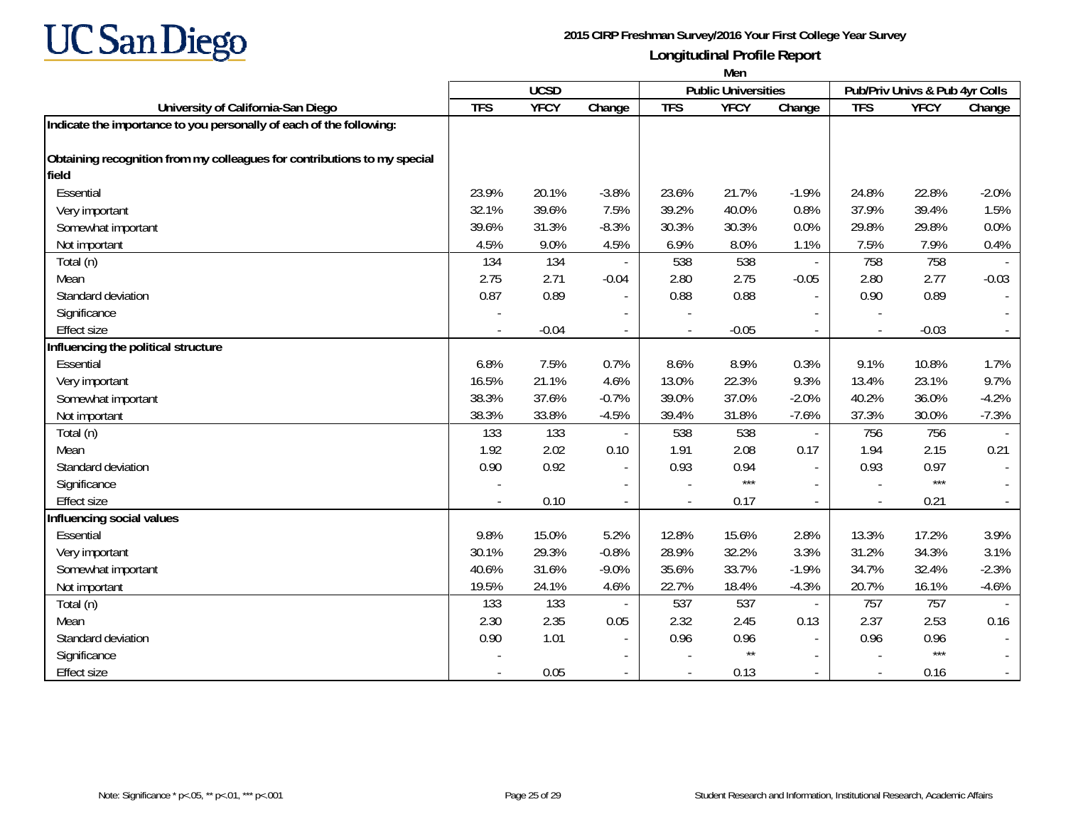# UC San Diego

**2015 CIRP Freshman Survey/2016 Your First College Year Survey**

**Longitudinal Profile Report**

**Men**

| University of California-San Diego | UCSD | | | Public Universities | | | Pub/Priv Univs & Pub 4yr Colls | | |
|---|---|---|---|---|---|---|---|---|---|
| | TFS | YFCY | Change | TFS | YFCY | Change | TFS | YFCY | Change |
| **Indicate the importance to you personally of each of the following:** | | | | | | | | | |
| **Obtaining recognition from my colleagues for contributions to my special field** | | | | | | | | | |
| Essential | 23.9% | 20.1% | -3.8% | 23.6% | 21.7% | -1.9% | 24.8% | 22.8% | -2.0% |
| Very important | 32.1% | 39.6% | 7.5% | 39.2% | 40.0% | 0.8% | 37.9% | 39.4% | 1.5% |
| Somewhat important | 39.6% | 31.3% | -8.3% | 30.3% | 30.3% | 0.0% | 29.8% | 29.8% | 0.0% |
| Not important | 4.5% | 9.0% | 4.5% | 6.9% | 8.0% | 1.1% | 7.5% | 7.9% | 0.4% |
| Total (n) | 134 | 134 | - | 538 | 538 | - | 758 | 758 | - |
| Mean | 2.75 | 2.71 | -0.04 | 2.80 | 2.75 | -0.05 | 2.80 | 2.77 | -0.03 |
| Standard deviation | 0.87 | 0.89 | - | 0.88 | 0.88 | - | 0.90 | 0.89 | - |
| Significance | - | | - | - | | - | - | | - |
| Effect size | - | -0.04 | - | - | -0.05 | - | - | -0.03 | - |
| **Influencing the political structure** | | | | | | | | | |
| Essential | 6.8% | 7.5% | 0.7% | 8.6% | 8.9% | 0.3% | 9.1% | 10.8% | 1.7% |
| Very important | 16.5% | 21.1% | 4.6% | 13.0% | 22.3% | 9.3% | 13.4% | 23.1% | 9.7% |
| Somewhat important | 38.3% | 37.6% | -0.7% | 39.0% | 37.0% | -2.0% | 40.2% | 36.0% | -4.2% |
| Not important | 38.3% | 33.8% | -4.5% | 39.4% | 31.8% | -7.6% | 37.3% | 30.0% | -7.3% |
| Total (n) | 133 | 133 | - | 538 | 538 | - | 756 | 756 | - |
| Mean | 1.92 | 2.02 | 0.10 | 1.91 | 2.08 | 0.17 | 1.94 | 2.15 | 0.21 |
| Standard deviation | 0.90 | 0.92 | - | 0.93 | 0.94 | - | 0.93 | 0.97 | - |
| Significance | - | | - | - | *** | - | - | *** | - |
| Effect size | - | 0.10 | - | - | 0.17 | - | - | 0.21 | - |
| **Influencing social values** | | | | | | | | | |
| Essential | 9.8% | 15.0% | 5.2% | 12.8% | 15.6% | 2.8% | 13.3% | 17.2% | 3.9% |
| Very important | 30.1% | 29.3% | -0.8% | 28.9% | 32.2% | 3.3% | 31.2% | 34.3% | 3.1% |
| Somewhat important | 40.6% | 31.6% | -9.0% | 35.6% | 33.7% | -1.9% | 34.7% | 32.4% | -2.3% |
| Not important | 19.5% | 24.1% | 4.6% | 22.7% | 18.4% | -4.3% | 20.7% | 16.1% | -4.6% |
| Total (n) | 133 | 133 | - | 537 | 537 | - | 757 | 757 | - |
| Mean | 2.30 | 2.35 | 0.05 | 2.32 | 2.45 | 0.13 | 2.37 | 2.53 | 0.16 |
| Standard deviation | 0.90 | 1.01 | - | 0.96 | 0.96 | - | 0.96 | 0.96 | - |
| Significance | - | | - | - | ** | - | - | *** | - |
| Effect size | - | 0.05 | - | - | 0.13 | - | - | 0.16 | - |

Note: Significance * p<.05, ** p<.01, *** p<.001

Student Research and Information, Institutional Research, Academic Affairs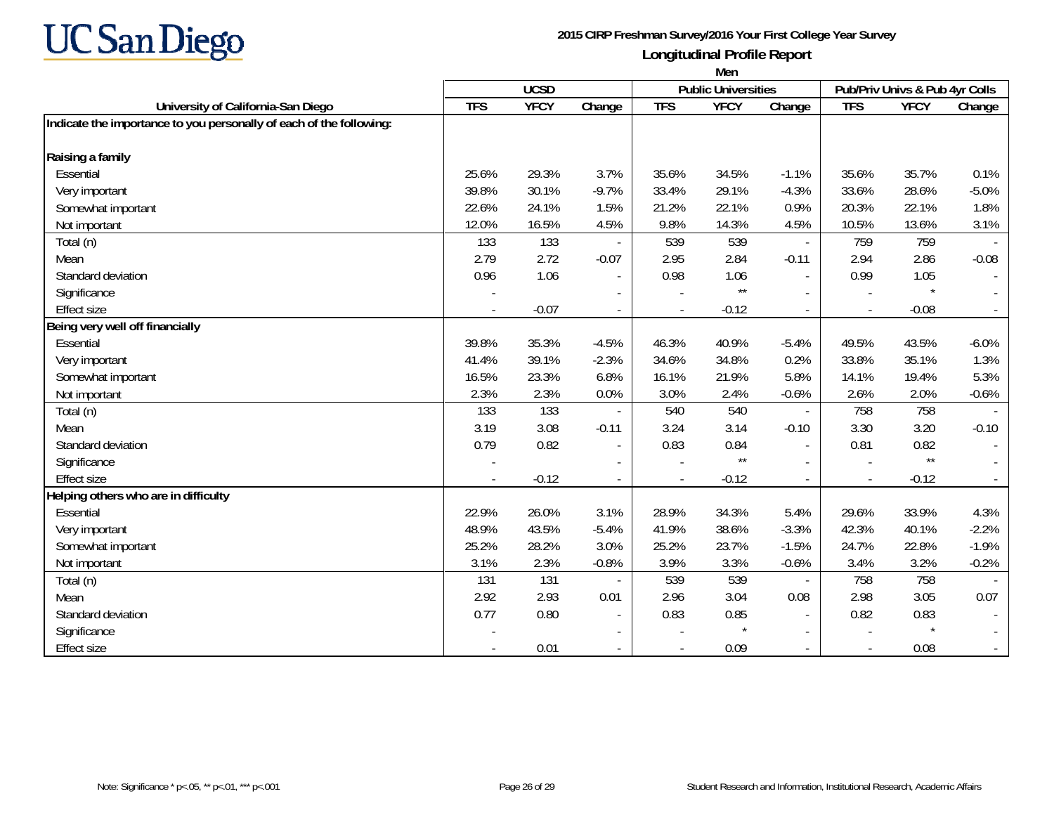# UC San Diego

**2015 CIRP Freshman Survey/2016 Your First College Year Survey**

**Longitudinal Profile Report**

**Men**

| University of California-San Diego | UCSD | | | Public Universities | | | Pub/Priv Univs & Pub 4yr Colls | | |
|---|---|---|---|---|---|---|---|---|---|
| | TFS | YFCY | Change | TFS | YFCY | Change | TFS | YFCY | Change |
| **Indicate the importance to you personally of each of the following:** | | | | | | | | | |
| **Raising a family** | | | | | | | | | |
| Essential | 25.6% | 29.3% | 3.7% | 35.6% | 34.5% | -1.1% | 35.6% | 35.7% | 0.1% |
| Very important | 39.8% | 30.1% | -9.7% | 33.4% | 29.1% | -4.3% | 33.6% | 28.6% | -5.0% |
| Somewhat important | 22.6% | 24.1% | 1.5% | 21.2% | 22.1% | 0.9% | 20.3% | 22.1% | 1.8% |
| Not important | 12.0% | 16.5% | 4.5% | 9.8% | 14.3% | 4.5% | 10.5% | 13.6% | 3.1% |
| Total (n) | 133 | 133 | - | 539 | 539 | - | 759 | 759 | - |
| Mean | 2.79 | 2.72 | -0.07 | 2.95 | 2.84 | -0.11 | 2.94 | 2.86 | -0.08 |
| Standard deviation | 0.96 | 1.06 | - | 0.98 | 1.06 | - | 0.99 | 1.05 | - |
| Significance | - | | - | - | ** | - | - | * | - |
| Effect size | - | -0.07 | - | - | -0.12 | - | - | -0.08 | - |
| **Being very well off financially** | | | | | | | | | |
| Essential | 39.8% | 35.3% | -4.5% | 46.3% | 40.9% | -5.4% | 49.5% | 43.5% | -6.0% |
| Very important | 41.4% | 39.1% | -2.3% | 34.6% | 34.8% | 0.2% | 33.8% | 35.1% | 1.3% |
| Somewhat important | 16.5% | 23.3% | 6.8% | 16.1% | 21.9% | 5.8% | 14.1% | 19.4% | 5.3% |
| Not important | 2.3% | 2.3% | 0.0% | 3.0% | 2.4% | -0.6% | 2.6% | 2.0% | -0.6% |
| Total (n) | 133 | 133 | - | 540 | 540 | - | 758 | 758 | - |
| Mean | 3.19 | 3.08 | -0.11 | 3.24 | 3.14 | -0.10 | 3.30 | 3.20 | -0.10 |
| Standard deviation | 0.79 | 0.82 | - | 0.83 | 0.84 | - | 0.81 | 0.82 | - |
| Significance | - | | - | - | ** | - | - | ** | - |
| Effect size | - | -0.12 | - | - | -0.12 | - | - | -0.12 | - |
| **Helping others who are in difficulty** | | | | | | | | | |
| Essential | 22.9% | 26.0% | 3.1% | 28.9% | 34.3% | 5.4% | 29.6% | 33.9% | 4.3% |
| Very important | 48.9% | 43.5% | -5.4% | 41.9% | 38.6% | -3.3% | 42.3% | 40.1% | -2.2% |
| Somewhat important | 25.2% | 28.2% | 3.0% | 25.2% | 23.7% | -1.5% | 24.7% | 22.8% | -1.9% |
| Not important | 3.1% | 2.3% | -0.8% | 3.9% | 3.3% | -0.6% | 3.4% | 3.2% | -0.2% |
| Total (n) | 131 | 131 | - | 539 | 539 | - | 758 | 758 | - |
| Mean | 2.92 | 2.93 | 0.01 | 2.96 | 3.04 | 0.08 | 2.98 | 3.05 | 0.07 |
| Standard deviation | 0.77 | 0.80 | - | 0.83 | 0.85 | - | 0.82 | 0.83 | - |
| Significance | - | | - | - | * | - | - | * | - |
| Effect size | - | 0.01 | - | - | 0.09 | - | - | 0.08 | - |

Note: Significance * p<.05, ** p<.01, *** p<.001

Student Research and Information, Institutional Research, Academic Affairs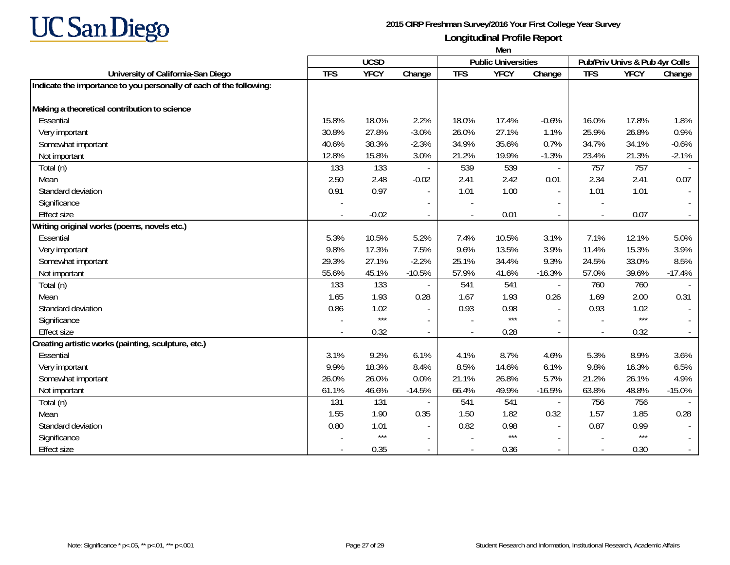**2015 CIRP Freshman Survey/2016 Your First College Year Survey**

**Longitudinal Profile Report**

**Men**

| University of California-San Diego | UCSD | | | Public Universities | | | Pub/Priv Univs & Pub 4yr Colls | | |
|---|---|---|---|---|---|---|---|---|---|
| | TFS | YFCY | Change | TFS | YFCY | Change | TFS | YFCY | Change |
| **Indicate the importance to you personally of each of the following:** | | | | | | | | | |
| **Making a theoretical contribution to science** | | | | | | | | | |
| Essential | 15.8% | 18.0% | 2.2% | 18.0% | 17.4% | -0.6% | 16.0% | 17.8% | 1.8% |
| Very important | 30.8% | 27.8% | -3.0% | 26.0% | 27.1% | 1.1% | 25.9% | 26.8% | 0.9% |
| Somewhat important | 40.6% | 38.3% | -2.3% | 34.9% | 35.6% | 0.7% | 34.7% | 34.1% | -0.6% |
| Not important | 12.8% | 15.8% | 3.0% | 21.2% | 19.9% | -1.3% | 23.4% | 21.3% | -2.1% |
| Total (n) | 133 | 133 | - | 539 | 539 | - | 757 | 757 | - |
| Mean | 2.50 | 2.48 | -0.02 | 2.41 | 2.42 | 0.01 | 2.34 | 2.41 | 0.07 |
| Standard deviation | 0.91 | 0.97 | - | 1.01 | 1.00 | - | 1.01 | 1.01 | - |
| Significance | - | | - | - | | - | - | | - |
| Effect size | - | -0.02 | - | - | 0.01 | - | - | 0.07 | - |
| **Writing original works (poems, novels etc.)** | | | | | | | | | |
| Essential | 5.3% | 10.5% | 5.2% | 7.4% | 10.5% | 3.1% | 7.1% | 12.1% | 5.0% |
| Very important | 9.8% | 17.3% | 7.5% | 9.6% | 13.5% | 3.9% | 11.4% | 15.3% | 3.9% |
| Somewhat important | 29.3% | 27.1% | -2.2% | 25.1% | 34.4% | 9.3% | 24.5% | 33.0% | 8.5% |
| Not important | 55.6% | 45.1% | -10.5% | 57.9% | 41.6% | -16.3% | 57.0% | 39.6% | -17.4% |
| Total (n) | 133 | 133 | - | 541 | 541 | - | 760 | 760 | - |
| Mean | 1.65 | 1.93 | 0.28 | 1.67 | 1.93 | 0.26 | 1.69 | 2.00 | 0.31 |
| Standard deviation | 0.86 | 1.02 | - | 0.93 | 0.98 | - | 0.93 | 1.02 | - |
| Significance | - | *** | - | - | *** | - | - | *** | - |
| Effect size | - | 0.32 | - | - | 0.28 | - | - | 0.32 | - |
| **Creating artistic works (painting, sculpture, etc.)** | | | | | | | | | |
| Essential | 3.1% | 9.2% | 6.1% | 4.1% | 8.7% | 4.6% | 5.3% | 8.9% | 3.6% |
| Very important | 9.9% | 18.3% | 8.4% | 8.5% | 14.6% | 6.1% | 9.8% | 16.3% | 6.5% |
| Somewhat important | 26.0% | 26.0% | 0.0% | 21.1% | 26.8% | 5.7% | 21.2% | 26.1% | 4.9% |
| Not important | 61.1% | 46.6% | -14.5% | 66.4% | 49.9% | -16.5% | 63.8% | 48.8% | -15.0% |
| Total (n) | 131 | 131 | - | 541 | 541 | - | 756 | 756 | - |
| Mean | 1.55 | 1.90 | 0.35 | 1.50 | 1.82 | 0.32 | 1.57 | 1.85 | 0.28 |
| Standard deviation | 0.80 | 1.01 | - | 0.82 | 0.98 | - | 0.87 | 0.99 | - |
| Significance | - | *** | - | - | *** | - | - | *** | - |
| Effect size | - | 0.35 | - | - | 0.36 | - | - | 0.30 | - |

Note: Significance * p<.05, ** p<.01, *** p<.001

Student Research and Information, Institutional Research, Academic Affairs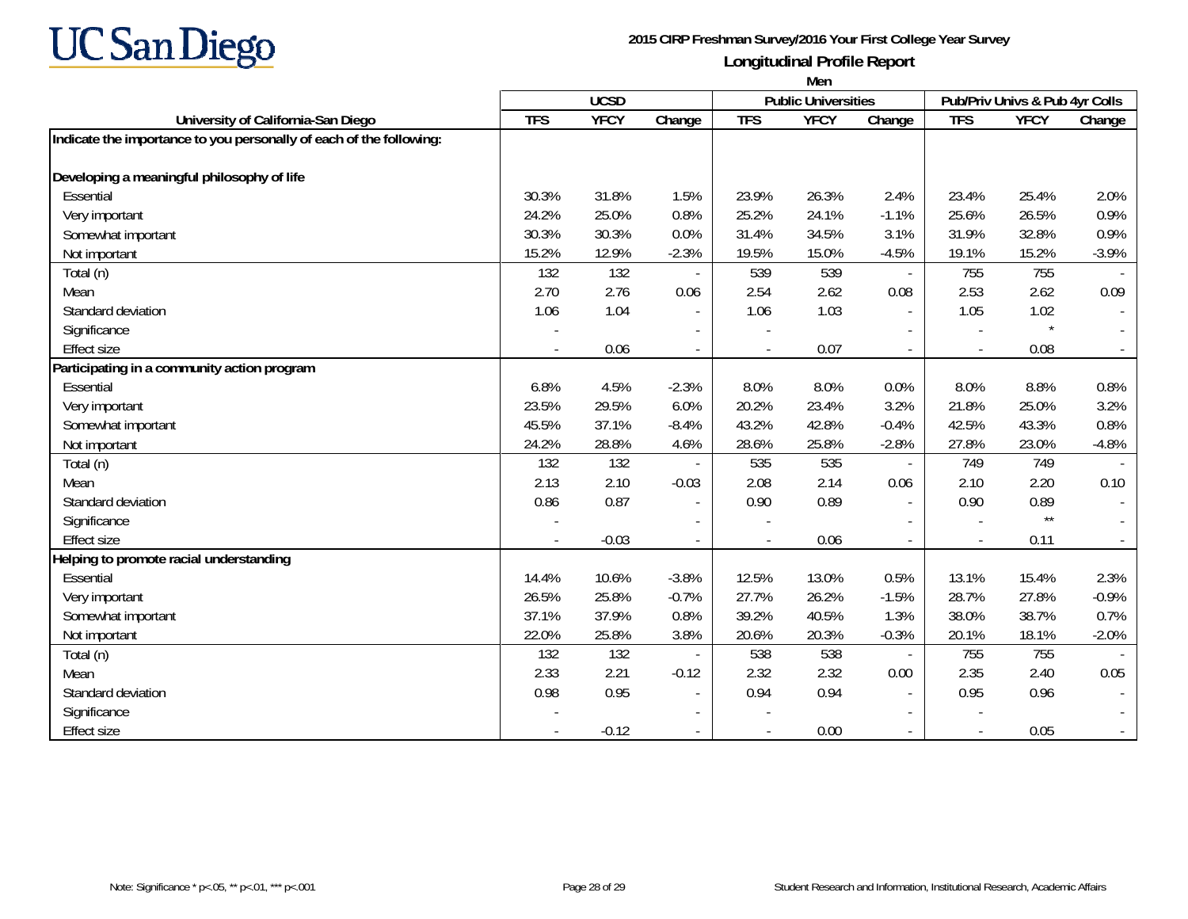UC San Diego

**2015 CIRP Freshman Survey/2016 Your First College Year Survey**

**Longitudinal Profile Report**

**Men**

| | UCSD | | | Public Universities | | | Pub/Priv Univs & Pub 4yr Colls | | |
|---|---|---|---|---|---|---|---|---|---|
| **University of California-San Diego** | **TFS** | **YFCY** | **Change** | **TFS** | **YFCY** | **Change** | **TFS** | **YFCY** | **Change** |
| **Indicate the importance to you personally of each of the following:** | | | | | | | | | |
| **Developing a meaningful philosophy of life** | | | | | | | | | |
| Essential | 30.3% | 31.8% | 1.5% | 23.9% | 26.3% | 2.4% | 23.4% | 25.4% | 2.0% |
| Very important | 24.2% | 25.0% | 0.8% | 25.2% | 24.1% | -1.1% | 25.6% | 26.5% | 0.9% |
| Somewhat important | 30.3% | 30.3% | 0.0% | 31.4% | 34.5% | 3.1% | 31.9% | 32.8% | 0.9% |
| Not important | 15.2% | 12.9% | -2.3% | 19.5% | 15.0% | -4.5% | 19.1% | 15.2% | -3.9% |
| Total (n) | 132 | 132 | - | 539 | 539 | - | 755 | 755 | - |
| Mean | 2.70 | 2.76 | 0.06 | 2.54 | 2.62 | 0.08 | 2.53 | 2.62 | 0.09 |
| Standard deviation | 1.06 | 1.04 | - | 1.06 | 1.03 | - | 1.05 | 1.02 | - |
| Significance | - | | - | - | | - | - | * | - |
| Effect size | - | 0.06 | - | - | 0.07 | - | - | 0.08 | - |
| **Participating in a community action program** | | | | | | | | | |
| Essential | 6.8% | 4.5% | -2.3% | 8.0% | 8.0% | 0.0% | 8.0% | 8.8% | 0.8% |
| Very important | 23.5% | 29.5% | 6.0% | 20.2% | 23.4% | 3.2% | 21.8% | 25.0% | 3.2% |
| Somewhat important | 45.5% | 37.1% | -8.4% | 43.2% | 42.8% | -0.4% | 42.5% | 43.3% | 0.8% |
| Not important | 24.2% | 28.8% | 4.6% | 28.6% | 25.8% | -2.8% | 27.8% | 23.0% | -4.8% |
| Total (n) | 132 | 132 | - | 535 | 535 | - | 749 | 749 | - |
| Mean | 2.13 | 2.10 | -0.03 | 2.08 | 2.14 | 0.06 | 2.10 | 2.20 | 0.10 |
| Standard deviation | 0.86 | 0.87 | - | 0.90 | 0.89 | - | 0.90 | 0.89 | - |
| Significance | - | | - | - | | - | - | ** | - |
| Effect size | - | -0.03 | - | - | 0.06 | - | - | 0.11 | - |
| **Helping to promote racial understanding** | | | | | | | | | |
| Essential | 14.4% | 10.6% | -3.8% | 12.5% | 13.0% | 0.5% | 13.1% | 15.4% | 2.3% |
| Very important | 26.5% | 25.8% | -0.7% | 27.7% | 26.2% | -1.5% | 28.7% | 27.8% | -0.9% |
| Somewhat important | 37.1% | 37.9% | 0.8% | 39.2% | 40.5% | 1.3% | 38.0% | 38.7% | 0.7% |
| Not important | 22.0% | 25.8% | 3.8% | 20.6% | 20.3% | -0.3% | 20.1% | 18.1% | -2.0% |
| Total (n) | 132 | 132 | - | 538 | 538 | - | 755 | 755 | - |
| Mean | 2.33 | 2.21 | -0.12 | 2.32 | 2.32 | 0.00 | 2.35 | 2.40 | 0.05 |
| Standard deviation | 0.98 | 0.95 | - | 0.94 | 0.94 | - | 0.95 | 0.96 | - |
| Significance | - | | - | - | | - | - | | - |
| Effect size | - | -0.12 | - | - | 0.00 | - | - | 0.05 | - |

Note: Significance * p<.05, ** p<.01, *** p<.001

Student Research and Information, Institutional Research, Academic Affairs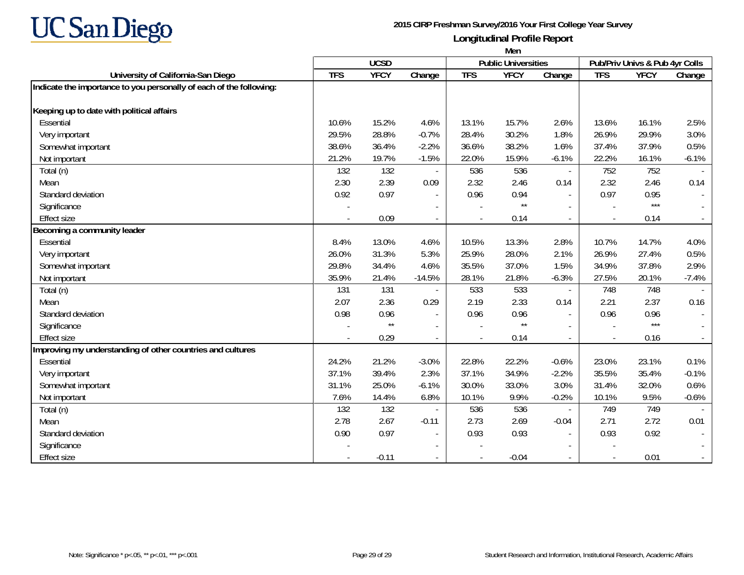**2015 CIRP Freshman Survey/2016 Your First College Year Survey**

**Longitudinal Profile Report**

**Men**

| University of California-San Diego | UCSD | | | Public Universities | | | Pub/Priv Univs & Pub 4yr Colls | | |
|---|---|---|---|---|---|---|---|---|---|
| | TFS | YFCY | Change | TFS | YFCY | Change | TFS | YFCY | Change |
| **Indicate the importance to you personally of each of the following:** | | | | | | | | | |
| **Keeping up to date with political affairs** | | | | | | | | | |
| Essential | 10.6% | 15.2% | 4.6% | 13.1% | 15.7% | 2.6% | 13.6% | 16.1% | 2.5% |
| Very important | 29.5% | 28.8% | -0.7% | 28.4% | 30.2% | 1.8% | 26.9% | 29.9% | 3.0% |
| Somewhat important | 38.6% | 36.4% | -2.2% | 36.6% | 38.2% | 1.6% | 37.4% | 37.9% | 0.5% |
| Not important | 21.2% | 19.7% | -1.5% | 22.0% | 15.9% | -6.1% | 22.2% | 16.1% | -6.1% |
| Total (n) | 132 | 132 | - | 536 | 536 | - | 752 | 752 | - |
| Mean | 2.30 | 2.39 | 0.09 | 2.32 | 2.46 | 0.14 | 2.32 | 2.46 | 0.14 |
| Standard deviation | 0.92 | 0.97 | - | 0.96 | 0.94 | - | 0.97 | 0.95 | - |
| Significance | - | | - | - | ** | - | - | *** | - |
| Effect size | - | 0.09 | - | - | 0.14 | - | - | 0.14 | - |
| **Becoming a community leader** | | | | | | | | | |
| Essential | 8.4% | 13.0% | 4.6% | 10.5% | 13.3% | 2.8% | 10.7% | 14.7% | 4.0% |
| Very important | 26.0% | 31.3% | 5.3% | 25.9% | 28.0% | 2.1% | 26.9% | 27.4% | 0.5% |
| Somewhat important | 29.8% | 34.4% | 4.6% | 35.5% | 37.0% | 1.5% | 34.9% | 37.8% | 2.9% |
| Not important | 35.9% | 21.4% | -14.5% | 28.1% | 21.8% | -6.3% | 27.5% | 20.1% | -7.4% |
| Total (n) | 131 | 131 | - | 533 | 533 | - | 748 | 748 | - |
| Mean | 2.07 | 2.36 | 0.29 | 2.19 | 2.33 | 0.14 | 2.21 | 2.37 | 0.16 |
| Standard deviation | 0.98 | 0.96 | - | 0.96 | 0.96 | - | 0.96 | 0.96 | - |
| Significance | - | ** | - | - | ** | - | - | *** | - |
| Effect size | - | 0.29 | - | - | 0.14 | - | - | 0.16 | - |
| **Improving my understanding of other countries and cultures** | | | | | | | | | |
| Essential | 24.2% | 21.2% | -3.0% | 22.8% | 22.2% | -0.6% | 23.0% | 23.1% | 0.1% |
| Very important | 37.1% | 39.4% | 2.3% | 37.1% | 34.9% | -2.2% | 35.5% | 35.4% | -0.1% |
| Somewhat important | 31.1% | 25.0% | -6.1% | 30.0% | 33.0% | 3.0% | 31.4% | 32.0% | 0.6% |
| Not important | 7.6% | 14.4% | 6.8% | 10.1% | 9.9% | -0.2% | 10.1% | 9.5% | -0.6% |
| Total (n) | 132 | 132 | - | 536 | 536 | - | 749 | 749 | - |
| Mean | 2.78 | 2.67 | -0.11 | 2.73 | 2.69 | -0.04 | 2.71 | 2.72 | 0.01 |
| Standard deviation | 0.90 | 0.97 | - | 0.93 | 0.93 | - | 0.93 | 0.92 | - |
| Significance | - | | - | - | | - | - | | - |
| Effect size | - | -0.11 | - | - | -0.04 | - | - | 0.01 | - |

Note: Significance * p<.05, ** p<.01, *** p<.001

Student Research and Information, Institutional Research, Academic Affairs